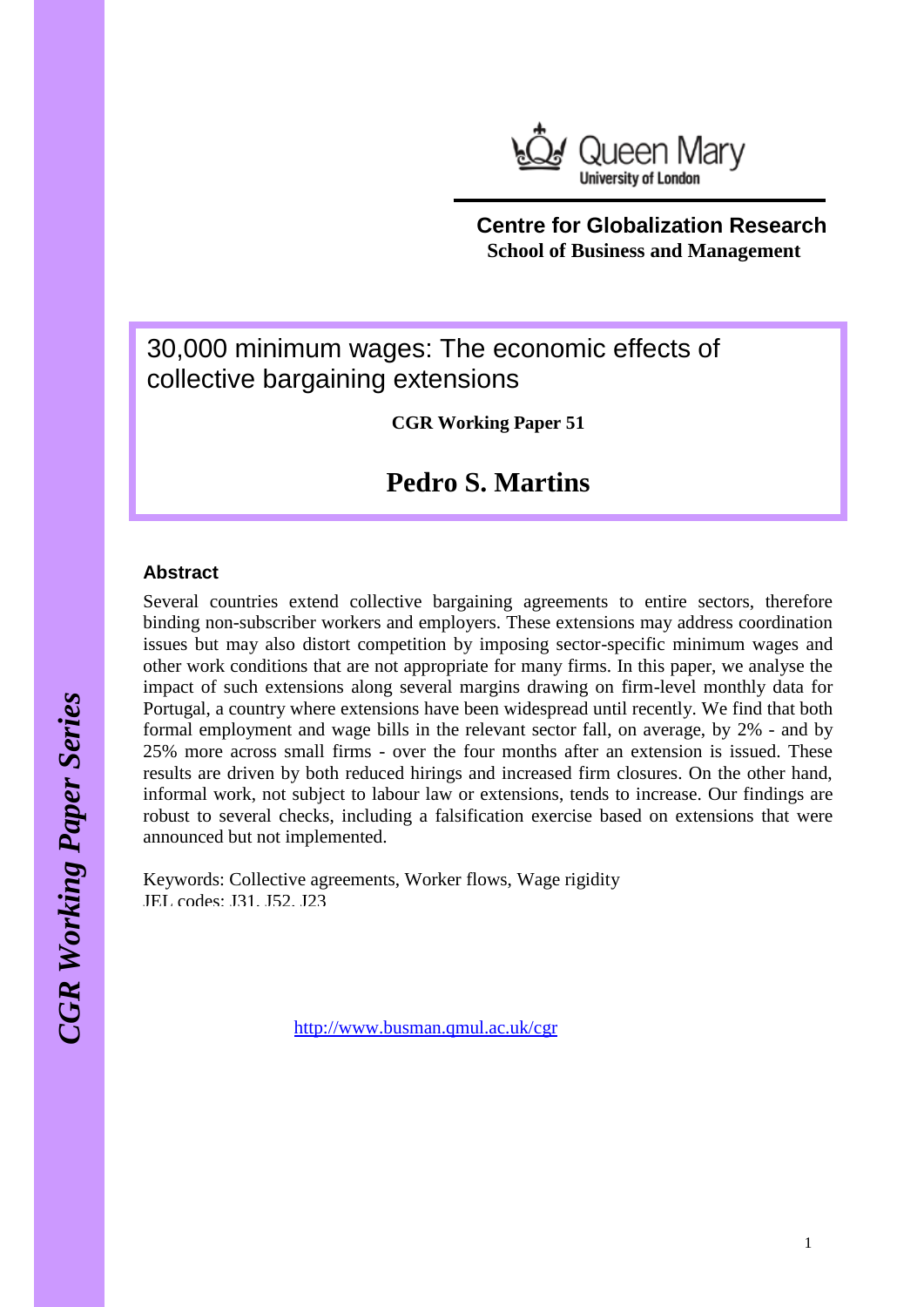Queen Mary University of London

**Centre for Globalization Research**
**School of Business and Management**

# 30,000 minimum wages: The economic effects of collective bargaining extensions

**CGR Working Paper 51**

## Pedro S. Martins

### Abstract

Several countries extend collective bargaining agreements to entire sectors, therefore binding non-subscriber workers and employers. These extensions may address coordination issues but may also distort competition by imposing sector-specific minimum wages and other work conditions that are not appropriate for many firms. In this paper, we analyse the impact of such extensions along several margins drawing on firm-level monthly data for Portugal, a country where extensions have been widespread until recently. We find that both formal employment and wage bills in the relevant sector fall, on average, by 2% - and by 25% more across small firms - over the four months after an extension is issued. These results are driven by both reduced hirings and increased firm closures. On the other hand, informal work, not subject to labour law or extensions, tends to increase. Our findings are robust to several checks, including a falsification exercise based on extensions that were announced but not implemented.

Keywords: Collective agreements, Worker flows, Wage rigidity
JEL codes: J31, J52, J23

http://www.busman.qmul.ac.uk/cgr

*CGR Working Paper Series*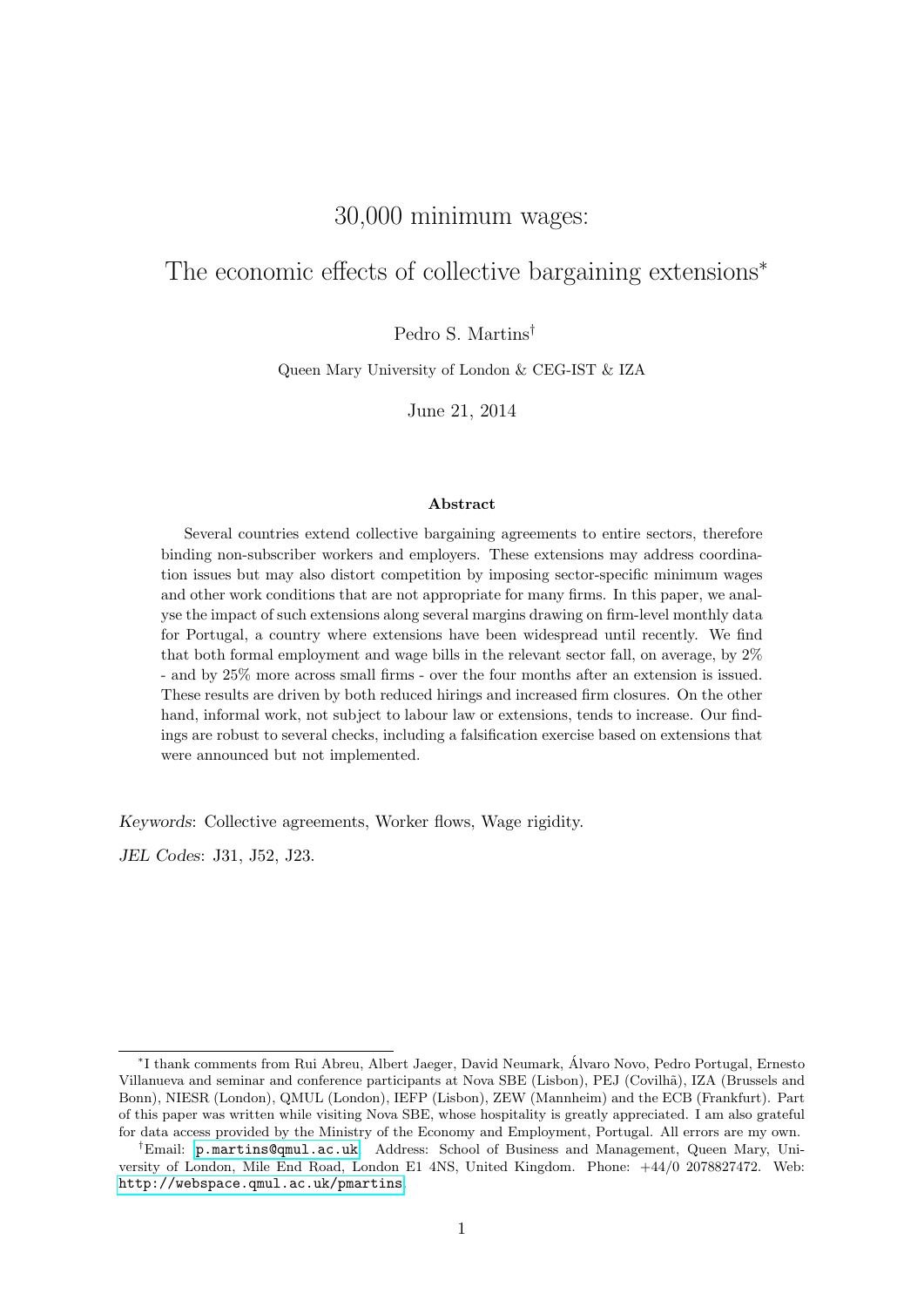# 30,000 minimum wages:

# The economic effects of collective bargaining extensions*

Pedro S. Martins[†]

Queen Mary University of London & CEG-IST & IZA

June 21, 2014

### Abstract

Several countries extend collective bargaining agreements to entire sectors, therefore binding non-subscriber workers and employers. These extensions may address coordination issues but may also distort competition by imposing sector-specific minimum wages and other work conditions that are not appropriate for many firms. In this paper, we analyse the impact of such extensions along several margins drawing on firm-level monthly data for Portugal, a country where extensions have been widespread until recently. We find that both formal employment and wage bills in the relevant sector fall, on average, by 2% - and by 25% more across small firms - over the four months after an extension is issued. These results are driven by both reduced hirings and increased firm closures. On the other hand, informal work, not subject to labour law or extensions, tends to increase. Our findings are robust to several checks, including a falsification exercise based on extensions that were announced but not implemented.

*Keywords*: Collective agreements, Worker flows, Wage rigidity.

*JEL Codes*: J31, J52, J23.

---

*I thank comments from Rui Abreu, Albert Jaeger, David Neumark, Álvaro Novo, Pedro Portugal, Ernesto Villanueva and seminar and conference participants at Nova SBE (Lisbon), PEJ (Covilhã), IZA (Brussels and Bonn), NIESR (London), QMUL (London), IEFP (Lisbon), ZEW (Mannheim) and the ECB (Frankfurt). Part of this paper was written while visiting Nova SBE, whose hospitality is greatly appreciated. I am also grateful for data access provided by the Ministry of the Economy and Employment, Portugal. All errors are my own.

[†]Email: p.martins@qmul.ac.uk. Address: School of Business and Management, Queen Mary, University of London, Mile End Road, London E1 4NS, United Kingdom. Phone: +44/0 2078827472. Web: http://webspace.qmul.ac.uk/pmartins.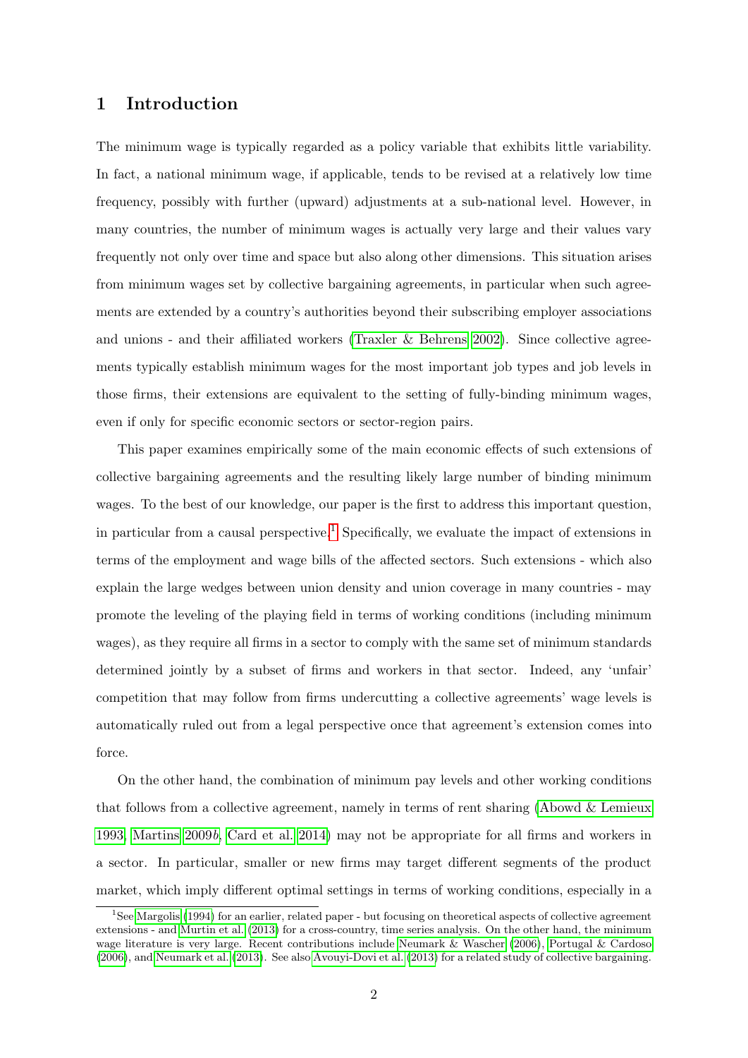# 1 Introduction

The minimum wage is typically regarded as a policy variable that exhibits little variability. In fact, a national minimum wage, if applicable, tends to be revised at a relatively low time frequency, possibly with further (upward) adjustments at a sub-national level. However, in many countries, the number of minimum wages is actually very large and their values vary frequently not only over time and space but also along other dimensions. This situation arises from minimum wages set by collective bargaining agreements, in particular when such agreements are extended by a country's authorities beyond their subscribing employer associations and unions - and their affiliated workers (Traxler & Behrens 2002). Since collective agreements typically establish minimum wages for the most important job types and job levels in those firms, their extensions are equivalent to the setting of fully-binding minimum wages, even if only for specific economic sectors or sector-region pairs.

This paper examines empirically some of the main economic effects of such extensions of collective bargaining agreements and the resulting likely large number of binding minimum wages. To the best of our knowledge, our paper is the first to address this important question, in particular from a causal perspective.[1] Specifically, we evaluate the impact of extensions in terms of the employment and wage bills of the affected sectors. Such extensions - which also explain the large wedges between union density and union coverage in many countries - may promote the leveling of the playing field in terms of working conditions (including minimum wages), as they require all firms in a sector to comply with the same set of minimum standards determined jointly by a subset of firms and workers in that sector. Indeed, any 'unfair' competition that may follow from firms undercutting a collective agreements' wage levels is automatically ruled out from a legal perspective once that agreement's extension comes into force.

On the other hand, the combination of minimum pay levels and other working conditions that follows from a collective agreement, namely in terms of rent sharing (Abowd & Lemieux 1993, Martins 2009*b*, Card et al. 2014) may not be appropriate for all firms and workers in a sector. In particular, smaller or new firms may target different segments of the product market, which imply different optimal settings in terms of working conditions, especially in a

[1] See Margolis (1994) for an earlier, related paper - but focusing on theoretical aspects of collective agreement extensions - and Murtin et al. (2013) for a cross-country, time series analysis. On the other hand, the minimum wage literature is very large. Recent contributions include Neumark & Wascher (2006), Portugal & Cardoso (2006), and Neumark et al. (2013). See also Avouyi-Dovi et al. (2013) for a related study of collective bargaining.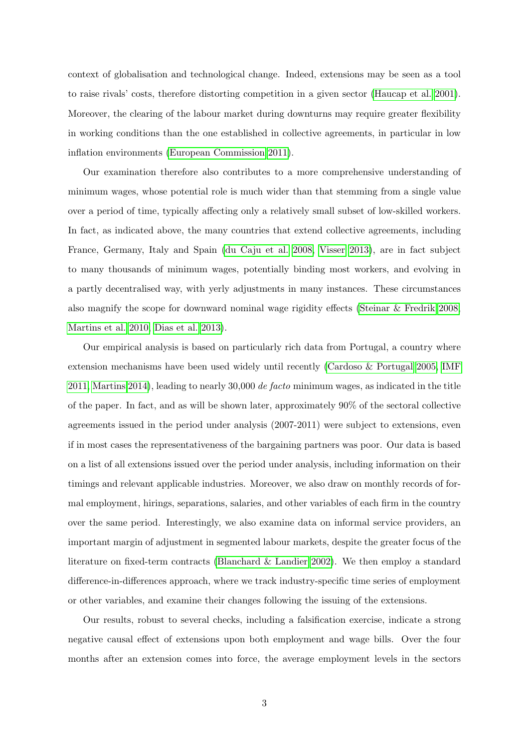context of globalisation and technological change. Indeed, extensions may be seen as a tool to raise rivals' costs, therefore distorting competition in a given sector (Haucap et al. 2001). Moreover, the clearing of the labour market during downturns may require greater flexibility in working conditions than the one established in collective agreements, in particular in low inflation environments (European Commission 2011).

Our examination therefore also contributes to a more comprehensive understanding of minimum wages, whose potential role is much wider than that stemming from a single value over a period of time, typically affecting only a relatively small subset of low-skilled workers. In fact, as indicated above, the many countries that extend collective agreements, including France, Germany, Italy and Spain (du Caju et al. 2008, Visser 2013), are in fact subject to many thousands of minimum wages, potentially binding most workers, and evolving in a partly decentralised way, with yerly adjustments in many instances. These circumstances also magnify the scope for downward nominal wage rigidity effects (Steinar & Fredrik 2008, Martins et al. 2010, Dias et al. 2013).

Our empirical analysis is based on particularly rich data from Portugal, a country where extension mechanisms have been used widely until recently (Cardoso & Portugal 2005, IMF 2011, Martins 2014), leading to nearly 30,000 *de facto* minimum wages, as indicated in the title of the paper. In fact, and as will be shown later, approximately 90% of the sectoral collective agreements issued in the period under analysis (2007-2011) were subject to extensions, even if in most cases the representativeness of the bargaining partners was poor. Our data is based on a list of all extensions issued over the period under analysis, including information on their timings and relevant applicable industries. Moreover, we also draw on monthly records of formal employment, hirings, separations, salaries, and other variables of each firm in the country over the same period. Interestingly, we also examine data on informal service providers, an important margin of adjustment in segmented labour markets, despite the greater focus of the literature on fixed-term contracts (Blanchard & Landier 2002). We then employ a standard difference-in-differences approach, where we track industry-specific time series of employment or other variables, and examine their changes following the issuing of the extensions.

Our results, robust to several checks, including a falsification exercise, indicate a strong negative causal effect of extensions upon both employment and wage bills. Over the four months after an extension comes into force, the average employment levels in the sectors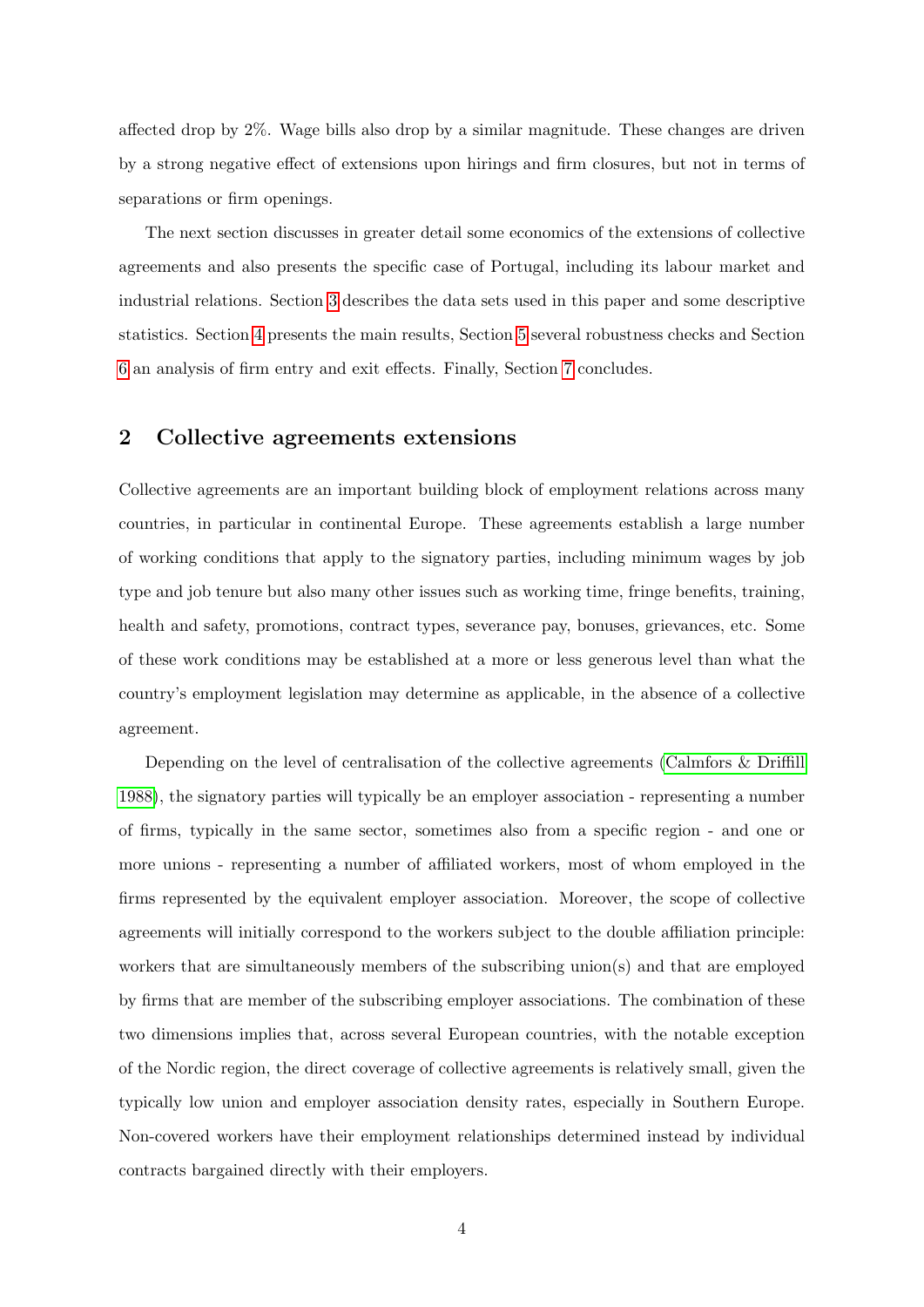affected drop by 2%. Wage bills also drop by a similar magnitude. These changes are driven by a strong negative effect of extensions upon hirings and firm closures, but not in terms of separations or firm openings.

The next section discusses in greater detail some economics of the extensions of collective agreements and also presents the specific case of Portugal, including its labour market and industrial relations. Section 3 describes the data sets used in this paper and some descriptive statistics. Section 4 presents the main results, Section 5 several robustness checks and Section 6 an analysis of firm entry and exit effects. Finally, Section 7 concludes.

## 2 Collective agreements extensions

Collective agreements are an important building block of employment relations across many countries, in particular in continental Europe. These agreements establish a large number of working conditions that apply to the signatory parties, including minimum wages by job type and job tenure but also many other issues such as working time, fringe benefits, training, health and safety, promotions, contract types, severance pay, bonuses, grievances, etc. Some of these work conditions may be established at a more or less generous level than what the country's employment legislation may determine as applicable, in the absence of a collective agreement.

Depending on the level of centralisation of the collective agreements (Calmfors & Driffill 1988), the signatory parties will typically be an employer association - representing a number of firms, typically in the same sector, sometimes also from a specific region - and one or more unions - representing a number of affiliated workers, most of whom employed in the firms represented by the equivalent employer association. Moreover, the scope of collective agreements will initially correspond to the workers subject to the double affiliation principle: workers that are simultaneously members of the subscribing union(s) and that are employed by firms that are member of the subscribing employer associations. The combination of these two dimensions implies that, across several European countries, with the notable exception of the Nordic region, the direct coverage of collective agreements is relatively small, given the typically low union and employer association density rates, especially in Southern Europe. Non-covered workers have their employment relationships determined instead by individual contracts bargained directly with their employers.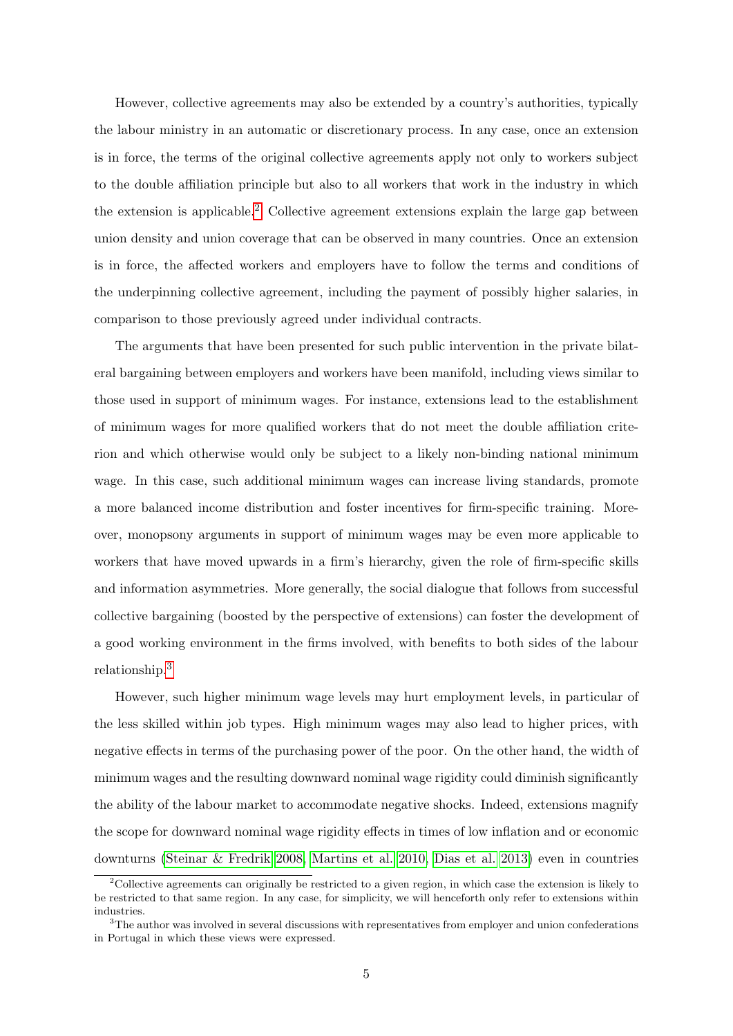However, collective agreements may also be extended by a country's authorities, typically the labour ministry in an automatic or discretionary process. In any case, once an extension is in force, the terms of the original collective agreements apply not only to workers subject to the double affiliation principle but also to all workers that work in the industry in which the extension is applicable.[2] Collective agreement extensions explain the large gap between union density and union coverage that can be observed in many countries. Once an extension is in force, the affected workers and employers have to follow the terms and conditions of the underpinning collective agreement, including the payment of possibly higher salaries, in comparison to those previously agreed under individual contracts.

The arguments that have been presented for such public intervention in the private bilateral bargaining between employers and workers have been manifold, including views similar to those used in support of minimum wages. For instance, extensions lead to the establishment of minimum wages for more qualified workers that do not meet the double affiliation criterion and which otherwise would only be subject to a likely non-binding national minimum wage. In this case, such additional minimum wages can increase living standards, promote a more balanced income distribution and foster incentives for firm-specific training. Moreover, monopsony arguments in support of minimum wages may be even more applicable to workers that have moved upwards in a firm's hierarchy, given the role of firm-specific skills and information asymmetries. More generally, the social dialogue that follows from successful collective bargaining (boosted by the perspective of extensions) can foster the development of a good working environment in the firms involved, with benefits to both sides of the labour relationship.[3]

However, such higher minimum wage levels may hurt employment levels, in particular of the less skilled within job types. High minimum wages may also lead to higher prices, with negative effects in terms of the purchasing power of the poor. On the other hand, the width of minimum wages and the resulting downward nominal wage rigidity could diminish significantly the ability of the labour market to accommodate negative shocks. Indeed, extensions magnify the scope for downward nominal wage rigidity effects in times of low inflation and or economic downturns (Steinar & Fredrik 2008, Martins et al. 2010, Dias et al. 2013) even in countries

[2] Collective agreements can originally be restricted to a given region, in which case the extension is likely to be restricted to that same region. In any case, for simplicity, we will henceforth only refer to extensions within industries.

[3] The author was involved in several discussions with representatives from employer and union confederations in Portugal in which these views were expressed.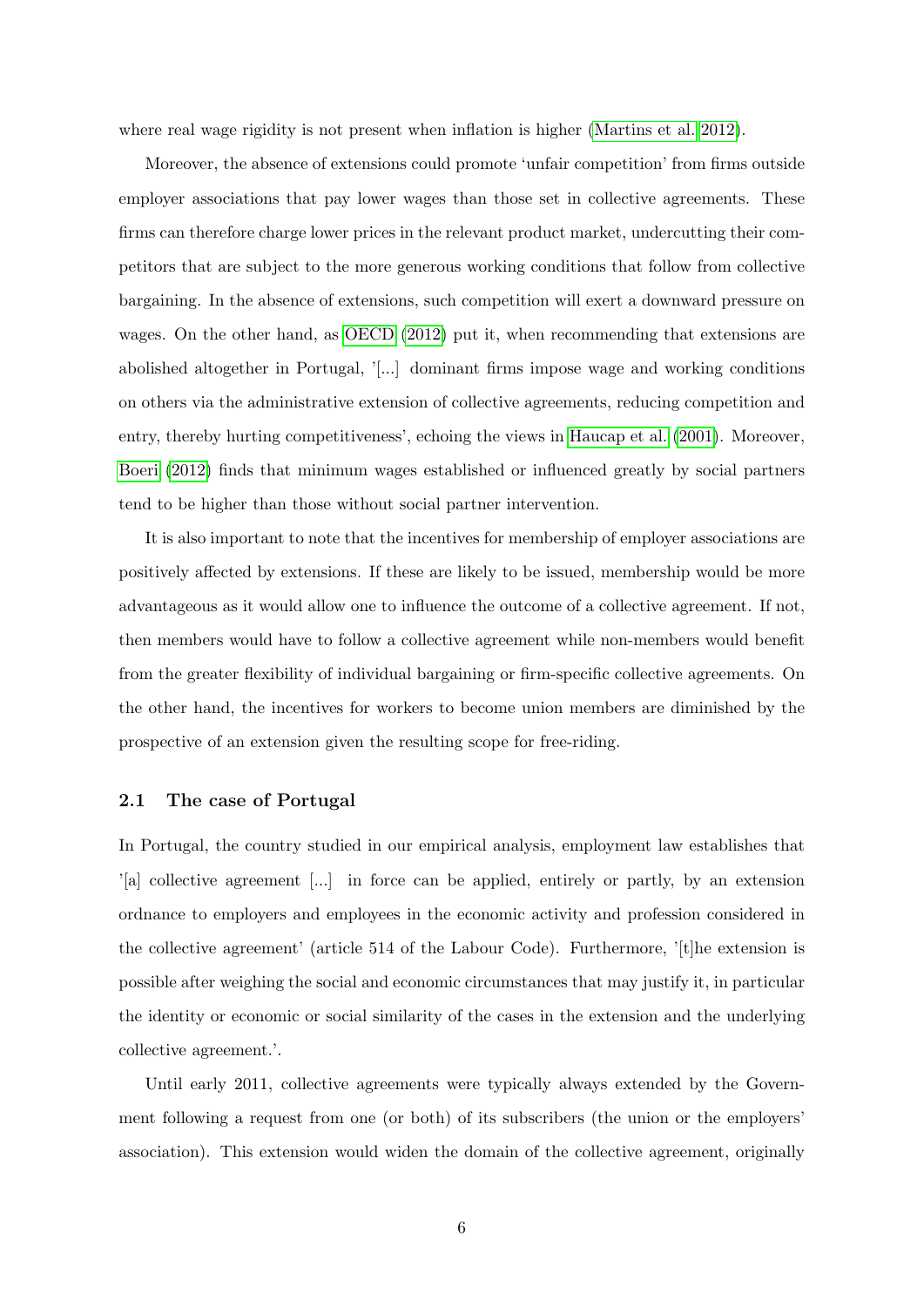where real wage rigidity is not present when inflation is higher (Martins et al. 2012).

Moreover, the absence of extensions could promote 'unfair competition' from firms outside employer associations that pay lower wages than those set in collective agreements. These firms can therefore charge lower prices in the relevant product market, undercutting their competitors that are subject to the more generous working conditions that follow from collective bargaining. In the absence of extensions, such competition will exert a downward pressure on wages. On the other hand, as OECD (2012) put it, when recommending that extensions are abolished altogether in Portugal, '[...] dominant firms impose wage and working conditions on others via the administrative extension of collective agreements, reducing competition and entry, thereby hurting competitiveness', echoing the views in Haucap et al. (2001). Moreover, Boeri (2012) finds that minimum wages established or influenced greatly by social partners tend to be higher than those without social partner intervention.

It is also important to note that the incentives for membership of employer associations are positively affected by extensions. If these are likely to be issued, membership would be more advantageous as it would allow one to influence the outcome of a collective agreement. If not, then members would have to follow a collective agreement while non-members would benefit from the greater flexibility of individual bargaining or firm-specific collective agreements. On the other hand, the incentives for workers to become union members are diminished by the prospective of an extension given the resulting scope for free-riding.

## 2.1 The case of Portugal

In Portugal, the country studied in our empirical analysis, employment law establishes that '[a] collective agreement [...] in force can be applied, entirely or partly, by an extension ordnance to employers and employees in the economic activity and profession considered in the collective agreement' (article 514 of the Labour Code). Furthermore, '[t]he extension is possible after weighing the social and economic circumstances that may justify it, in particular the identity or economic or social similarity of the cases in the extension and the underlying collective agreement.'.

Until early 2011, collective agreements were typically always extended by the Government following a request from one (or both) of its subscribers (the union or the employers' association). This extension would widen the domain of the collective agreement, originally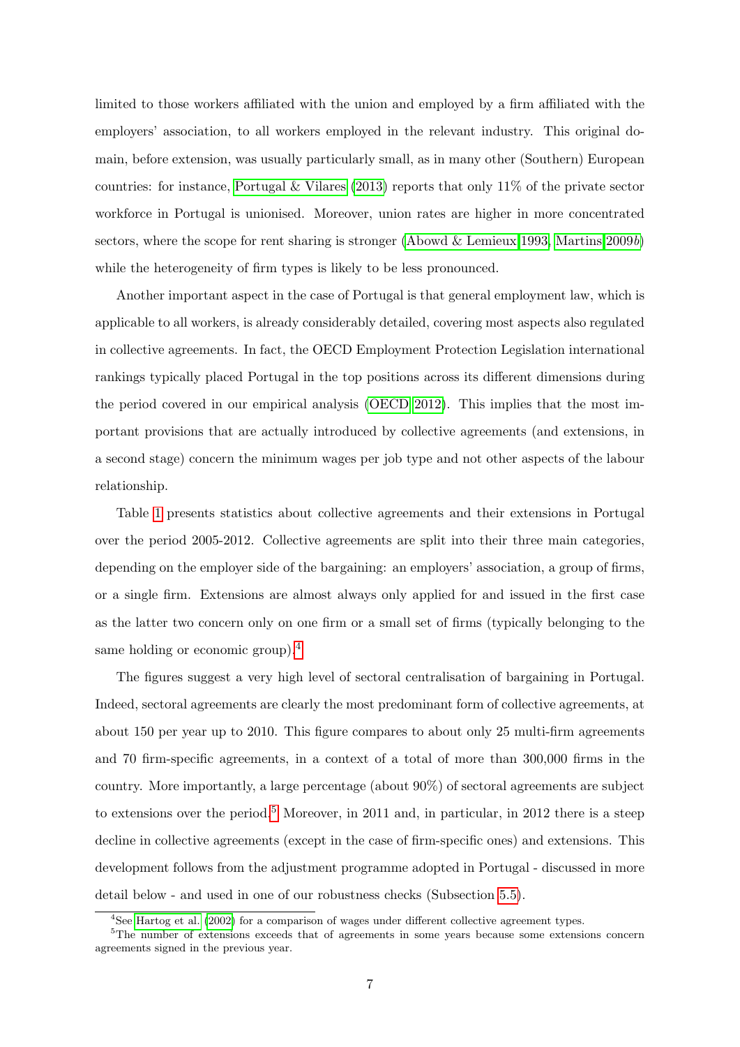limited to those workers affiliated with the union and employed by a firm affiliated with the employers' association, to all workers employed in the relevant industry. This original domain, before extension, was usually particularly small, as in many other (Southern) European countries: for instance, Portugal & Vilares (2013) reports that only 11% of the private sector workforce in Portugal is unionised. Moreover, union rates are higher in more concentrated sectors, where the scope for rent sharing is stronger (Abowd & Lemieux 1993, Martins 2009*b*) while the heterogeneity of firm types is likely to be less pronounced.

Another important aspect in the case of Portugal is that general employment law, which is applicable to all workers, is already considerably detailed, covering most aspects also regulated in collective agreements. In fact, the OECD Employment Protection Legislation international rankings typically placed Portugal in the top positions across its different dimensions during the period covered in our empirical analysis (OECD 2012). This implies that the most important provisions that are actually introduced by collective agreements (and extensions, in a second stage) concern the minimum wages per job type and not other aspects of the labour relationship.

Table 1 presents statistics about collective agreements and their extensions in Portugal over the period 2005-2012. Collective agreements are split into their three main categories, depending on the employer side of the bargaining: an employers' association, a group of firms, or a single firm. Extensions are almost always only applied for and issued in the first case as the latter two concern only on one firm or a small set of firms (typically belonging to the same holding or economic group).[4]

The figures suggest a very high level of sectoral centralisation of bargaining in Portugal. Indeed, sectoral agreements are clearly the most predominant form of collective agreements, at about 150 per year up to 2010. This figure compares to about only 25 multi-firm agreements and 70 firm-specific agreements, in a context of a total of more than 300,000 firms in the country. More importantly, a large percentage (about 90%) of sectoral agreements are subject to extensions over the period.[5] Moreover, in 2011 and, in particular, in 2012 there is a steep decline in collective agreements (except in the case of firm-specific ones) and extensions. This development follows from the adjustment programme adopted in Portugal - discussed in more detail below - and used in one of our robustness checks (Subsection 5.5).

[4] See Hartog et al. (2002) for a comparison of wages under different collective agreement types.

[5] The number of extensions exceeds that of agreements in some years because some extensions concern agreements signed in the previous year.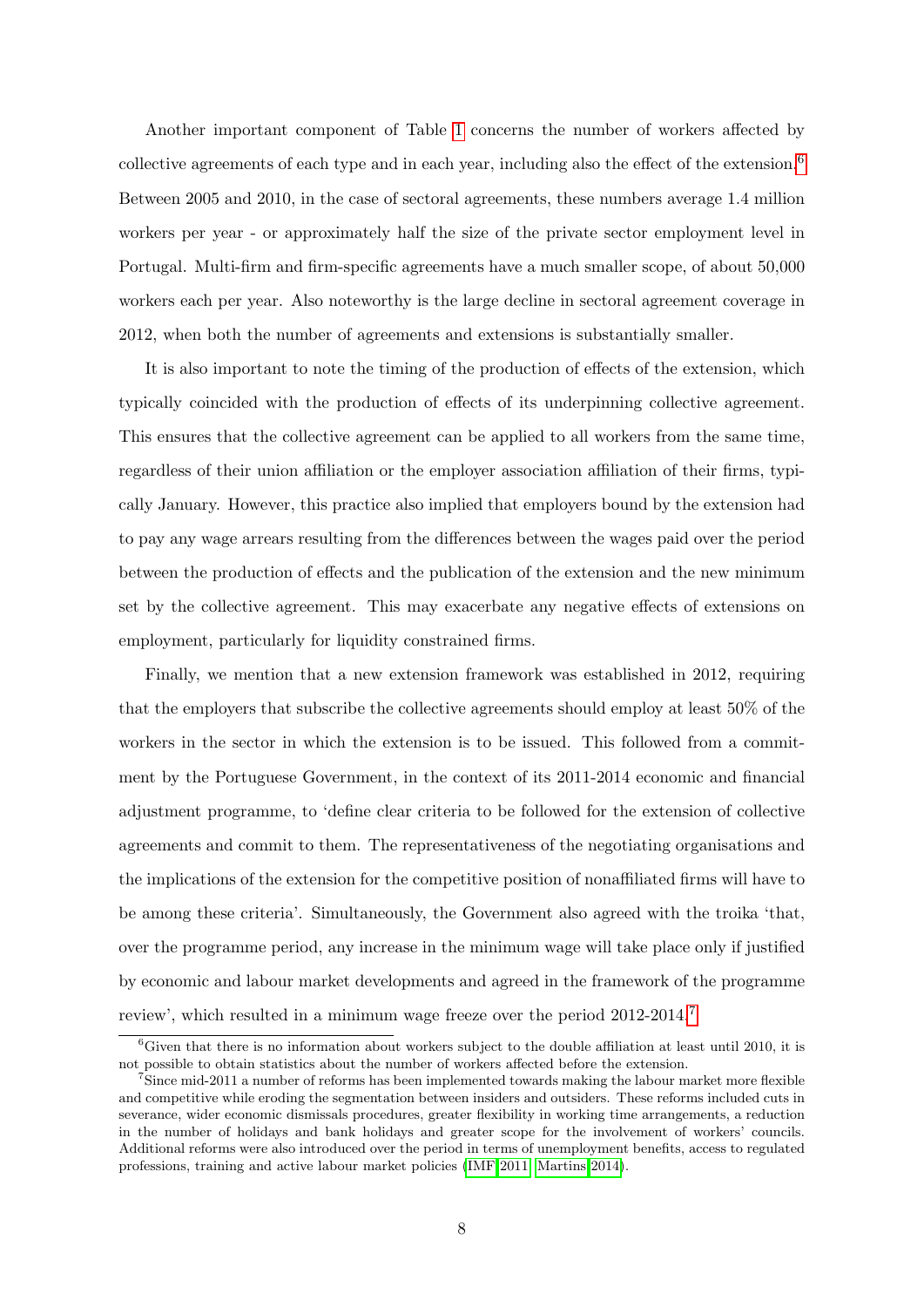Another important component of Table 1 concerns the number of workers affected by collective agreements of each type and in each year, including also the effect of the extension.[6] Between 2005 and 2010, in the case of sectoral agreements, these numbers average 1.4 million workers per year - or approximately half the size of the private sector employment level in Portugal. Multi-firm and firm-specific agreements have a much smaller scope, of about 50,000 workers each per year. Also noteworthy is the large decline in sectoral agreement coverage in 2012, when both the number of agreements and extensions is substantially smaller.

It is also important to note the timing of the production of effects of the extension, which typically coincided with the production of effects of its underpinning collective agreement. This ensures that the collective agreement can be applied to all workers from the same time, regardless of their union affiliation or the employer association affiliation of their firms, typically January. However, this practice also implied that employers bound by the extension had to pay any wage arrears resulting from the differences between the wages paid over the period between the production of effects and the publication of the extension and the new minimum set by the collective agreement. This may exacerbate any negative effects of extensions on employment, particularly for liquidity constrained firms.

Finally, we mention that a new extension framework was established in 2012, requiring that the employers that subscribe the collective agreements should employ at least 50% of the workers in the sector in which the extension is to be issued. This followed from a commitment by the Portuguese Government, in the context of its 2011-2014 economic and financial adjustment programme, to 'define clear criteria to be followed for the extension of collective agreements and commit to them. The representativeness of the negotiating organisations and the implications of the extension for the competitive position of nonaffiliated firms will have to be among these criteria'. Simultaneously, the Government also agreed with the troika 'that, over the programme period, any increase in the minimum wage will take place only if justified by economic and labour market developments and agreed in the framework of the programme review', which resulted in a minimum wage freeze over the period 2012-2014.[7]

[6] Given that there is no information about workers subject to the double affiliation at least until 2010, it is not possible to obtain statistics about the number of workers affected before the extension.

[7] Since mid-2011 a number of reforms has been implemented towards making the labour market more flexible and competitive while eroding the segmentation between insiders and outsiders. These reforms included cuts in severance, wider economic dismissals procedures, greater flexibility in working time arrangements, a reduction in the number of holidays and bank holidays and greater scope for the involvement of workers' councils. Additional reforms were also introduced over the period in terms of unemployment benefits, access to regulated professions, training and active labour market policies (IMF 2011, Martins 2014).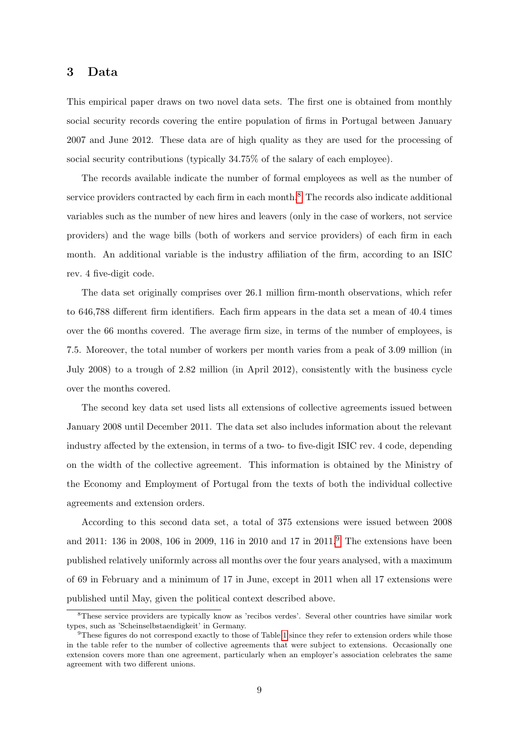## 3 Data

This empirical paper draws on two novel data sets. The first one is obtained from monthly social security records covering the entire population of firms in Portugal between January 2007 and June 2012. These data are of high quality as they are used for the processing of social security contributions (typically 34.75% of the salary of each employee).

The records available indicate the number of formal employees as well as the number of service providers contracted by each firm in each month.[8] The records also indicate additional variables such as the number of new hires and leavers (only in the case of workers, not service providers) and the wage bills (both of workers and service providers) of each firm in each month. An additional variable is the industry affiliation of the firm, according to an ISIC rev. 4 five-digit code.

The data set originally comprises over 26.1 million firm-month observations, which refer to 646,788 different firm identifiers. Each firm appears in the data set a mean of 40.4 times over the 66 months covered. The average firm size, in terms of the number of employees, is 7.5. Moreover, the total number of workers per month varies from a peak of 3.09 million (in July 2008) to a trough of 2.82 million (in April 2012), consistently with the business cycle over the months covered.

The second key data set used lists all extensions of collective agreements issued between January 2008 until December 2011. The data set also includes information about the relevant industry affected by the extension, in terms of a two- to five-digit ISIC rev. 4 code, depending on the width of the collective agreement. This information is obtained by the Ministry of the Economy and Employment of Portugal from the texts of both the individual collective agreements and extension orders.

According to this second data set, a total of 375 extensions were issued between 2008 and 2011: 136 in 2008, 106 in 2009, 116 in 2010 and 17 in 2011.[9] The extensions have been published relatively uniformly across all months over the four years analysed, with a maximum of 69 in February and a minimum of 17 in June, except in 2011 when all 17 extensions were published until May, given the political context described above.

[8] These service providers are typically know as 'recibos verdes'. Several other countries have similar work types, such as 'Scheinselbstaendigkeit' in Germany.

[9] These figures do not correspond exactly to those of Table 1 since they refer to extension orders while those in the table refer to the number of collective agreements that were subject to extensions. Occasionally one extension covers more than one agreement, particularly when an employer's association celebrates the same agreement with two different unions.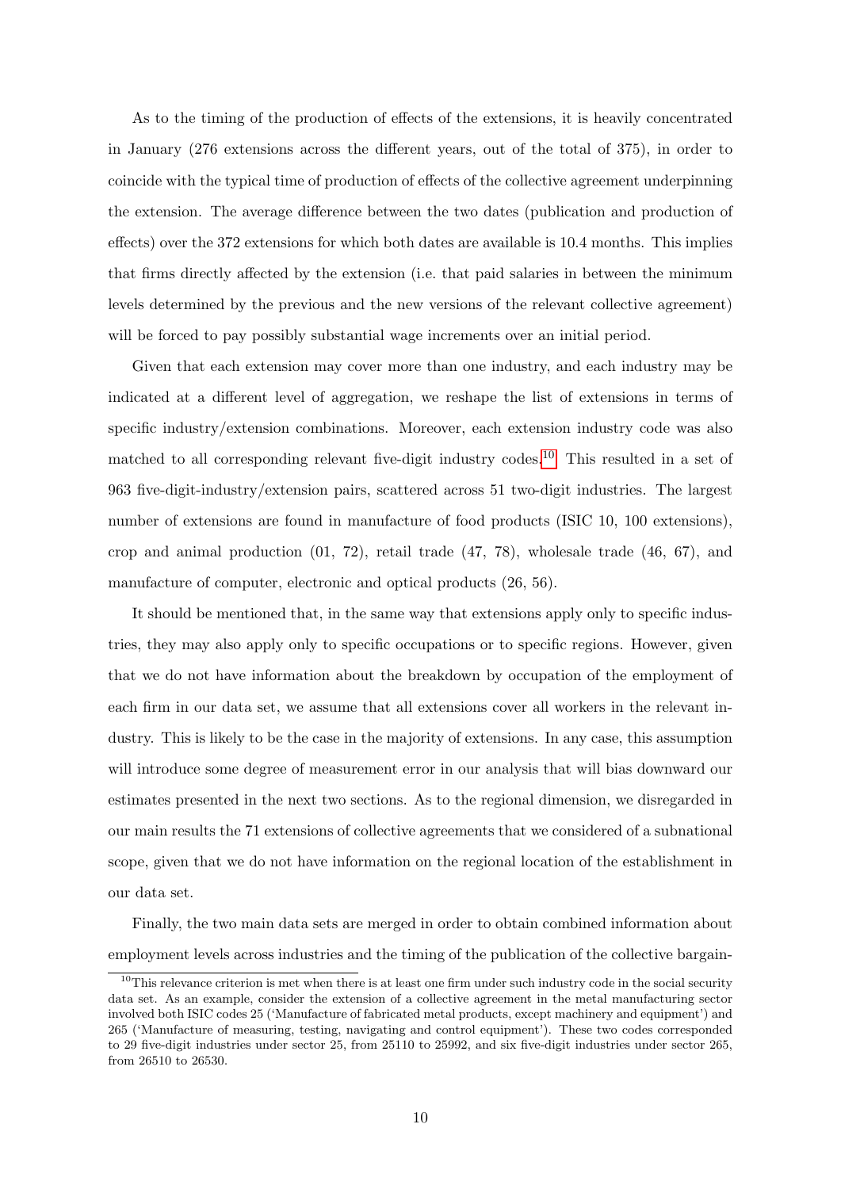As to the timing of the production of effects of the extensions, it is heavily concentrated in January (276 extensions across the different years, out of the total of 375), in order to coincide with the typical time of production of effects of the collective agreement underpinning the extension. The average difference between the two dates (publication and production of effects) over the 372 extensions for which both dates are available is 10.4 months. This implies that firms directly affected by the extension (i.e. that paid salaries in between the minimum levels determined by the previous and the new versions of the relevant collective agreement) will be forced to pay possibly substantial wage increments over an initial period.

Given that each extension may cover more than one industry, and each industry may be indicated at a different level of aggregation, we reshape the list of extensions in terms of specific industry/extension combinations. Moreover, each extension industry code was also matched to all corresponding relevant five-digit industry codes.[10] This resulted in a set of 963 five-digit-industry/extension pairs, scattered across 51 two-digit industries. The largest number of extensions are found in manufacture of food products (ISIC 10, 100 extensions), crop and animal production (01, 72), retail trade (47, 78), wholesale trade (46, 67), and manufacture of computer, electronic and optical products (26, 56).

It should be mentioned that, in the same way that extensions apply only to specific industries, they may also apply only to specific occupations or to specific regions. However, given that we do not have information about the breakdown by occupation of the employment of each firm in our data set, we assume that all extensions cover all workers in the relevant industry. This is likely to be the case in the majority of extensions. In any case, this assumption will introduce some degree of measurement error in our analysis that will bias downward our estimates presented in the next two sections. As to the regional dimension, we disregarded in our main results the 71 extensions of collective agreements that we considered of a subnational scope, given that we do not have information on the regional location of the establishment in our data set.

Finally, the two main data sets are merged in order to obtain combined information about employment levels across industries and the timing of the publication of the collective bargain-

[10] This relevance criterion is met when there is at least one firm under such industry code in the social security data set. As an example, consider the extension of a collective agreement in the metal manufacturing sector involved both ISIC codes 25 ('Manufacture of fabricated metal products, except machinery and equipment') and 265 ('Manufacture of measuring, testing, navigating and control equipment'). These two codes corresponded to 29 five-digit industries under sector 25, from 25110 to 25992, and six five-digit industries under sector 265, from 26510 to 26530.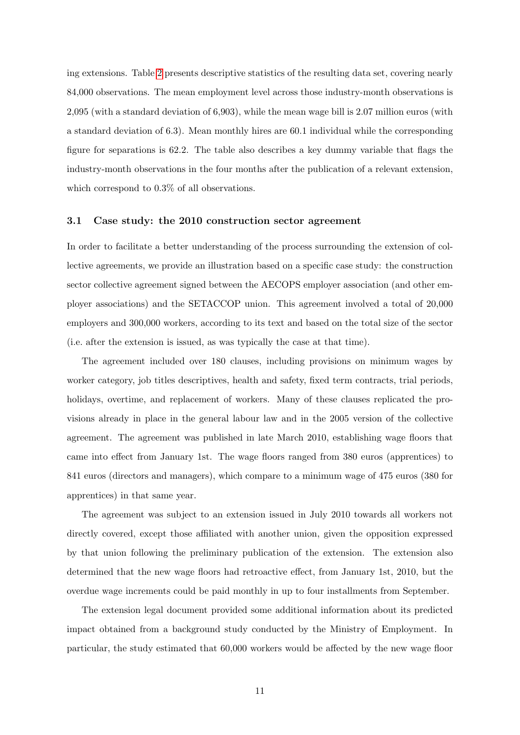ing extensions. Table 2 presents descriptive statistics of the resulting data set, covering nearly 84,000 observations. The mean employment level across those industry-month observations is 2,095 (with a standard deviation of 6,903), while the mean wage bill is 2.07 million euros (with a standard deviation of 6.3). Mean monthly hires are 60.1 individual while the corresponding figure for separations is 62.2. The table also describes a key dummy variable that flags the industry-month observations in the four months after the publication of a relevant extension, which correspond to 0.3% of all observations.

### 3.1 Case study: the 2010 construction sector agreement

In order to facilitate a better understanding of the process surrounding the extension of collective agreements, we provide an illustration based on a specific case study: the construction sector collective agreement signed between the AECOPS employer association (and other employer associations) and the SETACCOP union. This agreement involved a total of 20,000 employers and 300,000 workers, according to its text and based on the total size of the sector (i.e. after the extension is issued, as was typically the case at that time).

The agreement included over 180 clauses, including provisions on minimum wages by worker category, job titles descriptives, health and safety, fixed term contracts, trial periods, holidays, overtime, and replacement of workers. Many of these clauses replicated the provisions already in place in the general labour law and in the 2005 version of the collective agreement. The agreement was published in late March 2010, establishing wage floors that came into effect from January 1st. The wage floors ranged from 380 euros (apprentices) to 841 euros (directors and managers), which compare to a minimum wage of 475 euros (380 for apprentices) in that same year.

The agreement was subject to an extension issued in July 2010 towards all workers not directly covered, except those affiliated with another union, given the opposition expressed by that union following the preliminary publication of the extension. The extension also determined that the new wage floors had retroactive effect, from January 1st, 2010, but the overdue wage increments could be paid monthly in up to four installments from September.

The extension legal document provided some additional information about its predicted impact obtained from a background study conducted by the Ministry of Employment. In particular, the study estimated that 60,000 workers would be affected by the new wage floor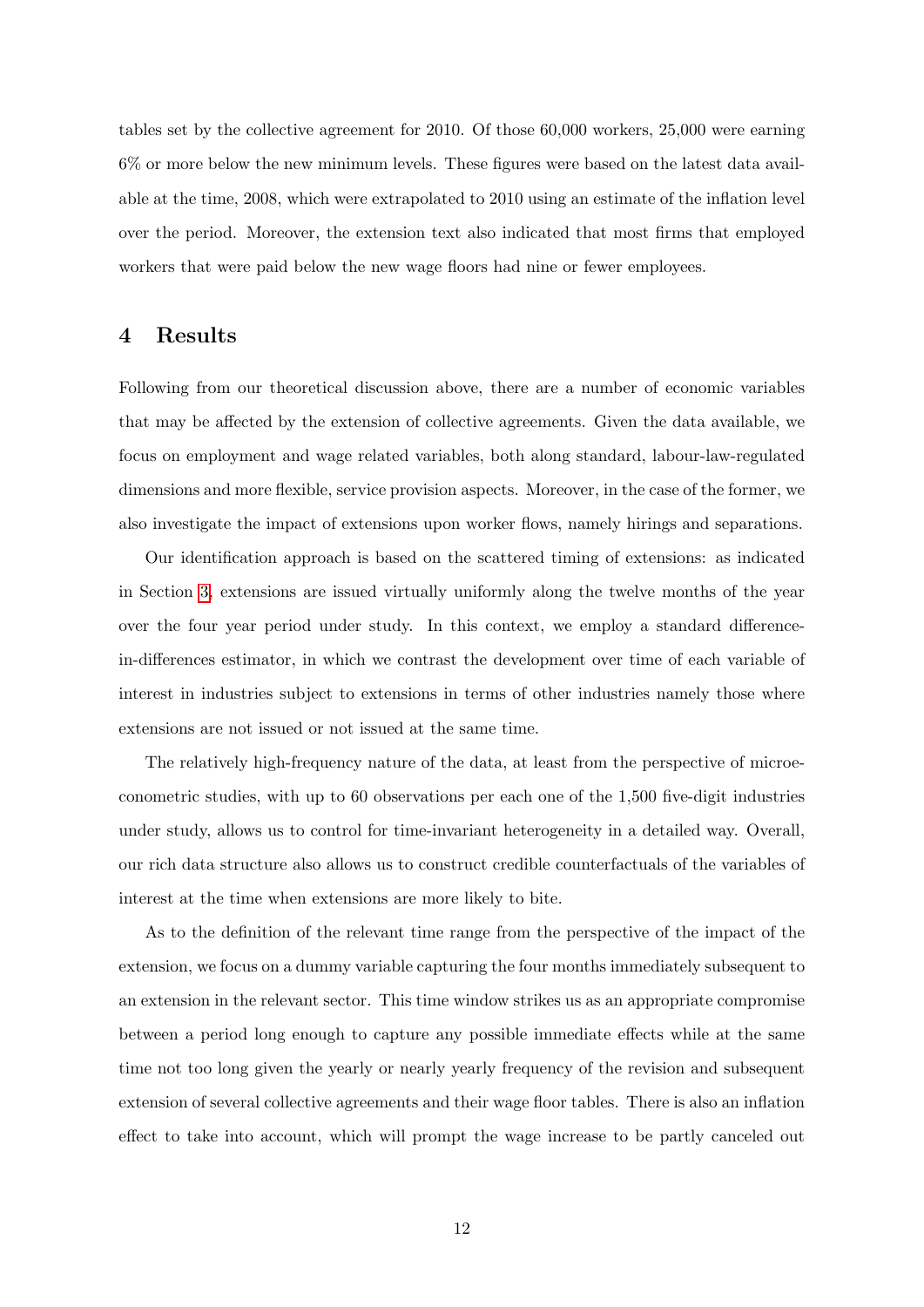tables set by the collective agreement for 2010. Of those 60,000 workers, 25,000 were earning 6% or more below the new minimum levels. These figures were based on the latest data available at the time, 2008, which were extrapolated to 2010 using an estimate of the inflation level over the period. Moreover, the extension text also indicated that most firms that employed workers that were paid below the new wage floors had nine or fewer employees.

## 4 Results

Following from our theoretical discussion above, there are a number of economic variables that may be affected by the extension of collective agreements. Given the data available, we focus on employment and wage related variables, both along standard, labour-law-regulated dimensions and more flexible, service provision aspects. Moreover, in the case of the former, we also investigate the impact of extensions upon worker flows, namely hirings and separations.

Our identification approach is based on the scattered timing of extensions: as indicated in Section 3, extensions are issued virtually uniformly along the twelve months of the year over the four year period under study. In this context, we employ a standard difference-in-differences estimator, in which we contrast the development over time of each variable of interest in industries subject to extensions in terms of other industries namely those where extensions are not issued or not issued at the same time.

The relatively high-frequency nature of the data, at least from the perspective of microeconometric studies, with up to 60 observations per each one of the 1,500 five-digit industries under study, allows us to control for time-invariant heterogeneity in a detailed way. Overall, our rich data structure also allows us to construct credible counterfactuals of the variables of interest at the time when extensions are more likely to bite.

As to the definition of the relevant time range from the perspective of the impact of the extension, we focus on a dummy variable capturing the four months immediately subsequent to an extension in the relevant sector. This time window strikes us as an appropriate compromise between a period long enough to capture any possible immediate effects while at the same time not too long given the yearly or nearly yearly frequency of the revision and subsequent extension of several collective agreements and their wage floor tables. There is also an inflation effect to take into account, which will prompt the wage increase to be partly canceled out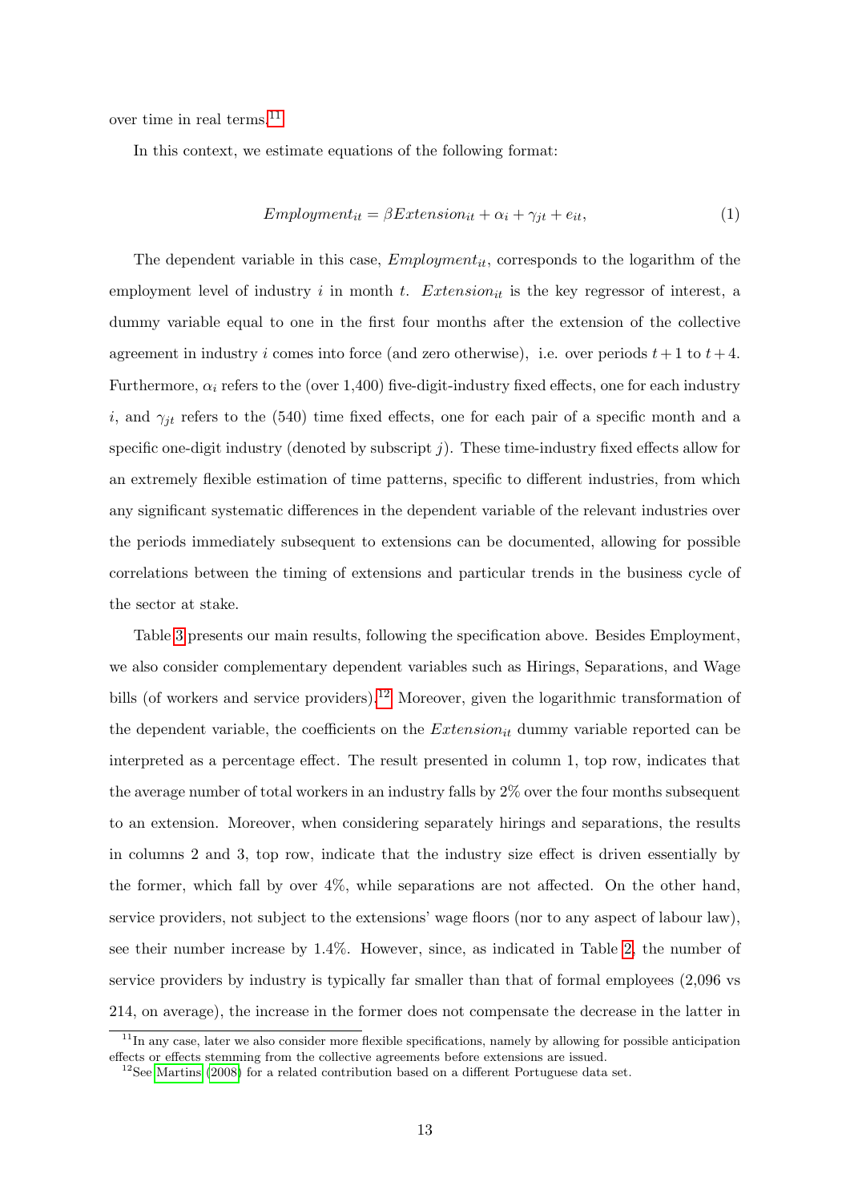over time in real terms.[11]

In this context, we estimate equations of the following format:

$$Employment_{it} = \beta Extension_{it} + \alpha_i + \gamma_{jt} + e_{it}, \tag{1}$$

The dependent variable in this case, $Employment_{it}$, corresponds to the logarithm of the employment level of industry $i$ in month $t$. $Extension_{it}$ is the key regressor of interest, a dummy variable equal to one in the first four months after the extension of the collective agreement in industry $i$ comes into force (and zero otherwise), i.e. over periods $t+1$ to $t+4$. Furthermore, $\alpha_i$ refers to the (over 1,400) five-digit-industry fixed effects, one for each industry $i$, and $\gamma_{jt}$ refers to the (540) time fixed effects, one for each pair of a specific month and a specific one-digit industry (denoted by subscript $j$). These time-industry fixed effects allow for an extremely flexible estimation of time patterns, specific to different industries, from which any significant systematic differences in the dependent variable of the relevant industries over the periods immediately subsequent to extensions can be documented, allowing for possible correlations between the timing of extensions and particular trends in the business cycle of the sector at stake.

Table 3 presents our main results, following the specification above. Besides Employment, we also consider complementary dependent variables such as Hirings, Separations, and Wage bills (of workers and service providers).[12] Moreover, given the logarithmic transformation of the dependent variable, the coefficients on the $Extension_{it}$ dummy variable reported can be interpreted as a percentage effect. The result presented in column 1, top row, indicates that the average number of total workers in an industry falls by 2% over the four months subsequent to an extension. Moreover, when considering separately hirings and separations, the results in columns 2 and 3, top row, indicate that the industry size effect is driven essentially by the former, which fall by over 4%, while separations are not affected. On the other hand, service providers, not subject to the extensions' wage floors (nor to any aspect of labour law), see their number increase by 1.4%. However, since, as indicated in Table 2, the number of service providers by industry is typically far smaller than that of formal employees (2,096 vs 214, on average), the increase in the former does not compensate the decrease in the latter in

[11] In any case, later we also consider more flexible specifications, namely by allowing for possible anticipation effects or effects stemming from the collective agreements before extensions are issued.

[12] See Martins (2008) for a related contribution based on a different Portuguese data set.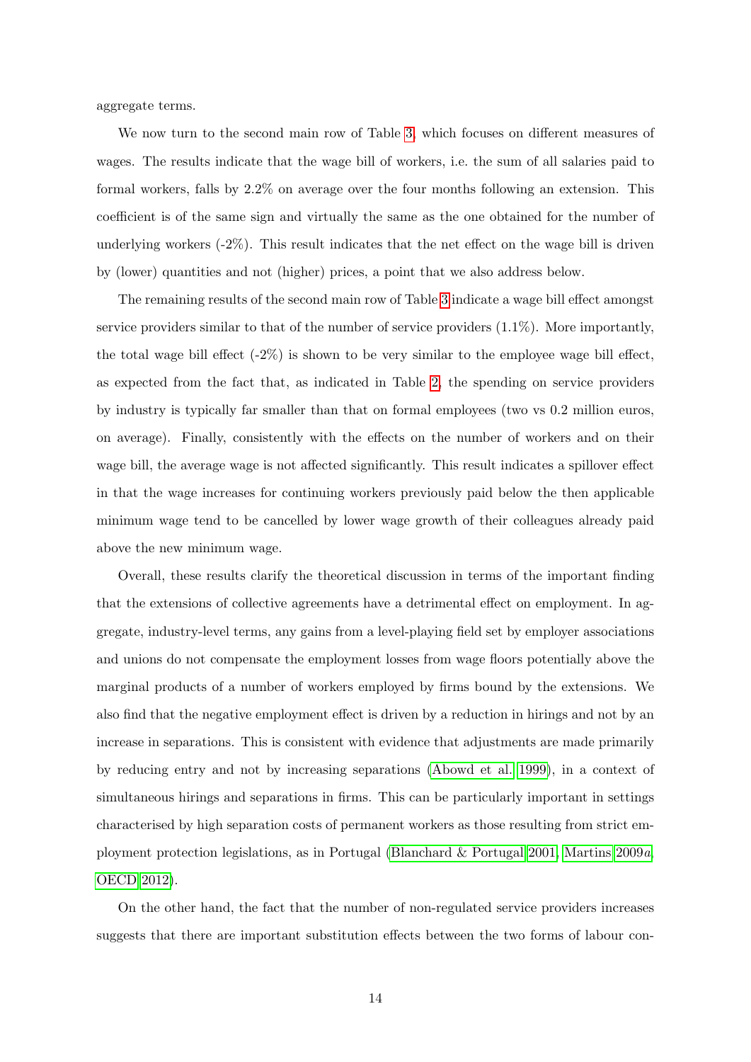aggregate terms.

We now turn to the second main row of Table 3, which focuses on different measures of wages. The results indicate that the wage bill of workers, i.e. the sum of all salaries paid to formal workers, falls by 2.2% on average over the four months following an extension. This coefficient is of the same sign and virtually the same as the one obtained for the number of underlying workers (-2%). This result indicates that the net effect on the wage bill is driven by (lower) quantities and not (higher) prices, a point that we also address below.

The remaining results of the second main row of Table 3 indicate a wage bill effect amongst service providers similar to that of the number of service providers (1.1%). More importantly, the total wage bill effect (-2%) is shown to be very similar to the employee wage bill effect, as expected from the fact that, as indicated in Table 2, the spending on service providers by industry is typically far smaller than that on formal employees (two vs 0.2 million euros, on average). Finally, consistently with the effects on the number of workers and on their wage bill, the average wage is not affected significantly. This result indicates a spillover effect in that the wage increases for continuing workers previously paid below the then applicable minimum wage tend to be cancelled by lower wage growth of their colleagues already paid above the new minimum wage.

Overall, these results clarify the theoretical discussion in terms of the important finding that the extensions of collective agreements have a detrimental effect on employment. In aggregate, industry-level terms, any gains from a level-playing field set by employer associations and unions do not compensate the employment losses from wage floors potentially above the marginal products of a number of workers employed by firms bound by the extensions. We also find that the negative employment effect is driven by a reduction in hirings and not by an increase in separations. This is consistent with evidence that adjustments are made primarily by reducing entry and not by increasing separations (Abowd et al. 1999), in a context of simultaneous hirings and separations in firms. This can be particularly important in settings characterised by high separation costs of permanent workers as those resulting from strict employment protection legislations, as in Portugal (Blanchard & Portugal 2001, Martins 2009*a*, OECD 2012).

On the other hand, the fact that the number of non-regulated service providers increases suggests that there are important substitution effects between the two forms of labour con-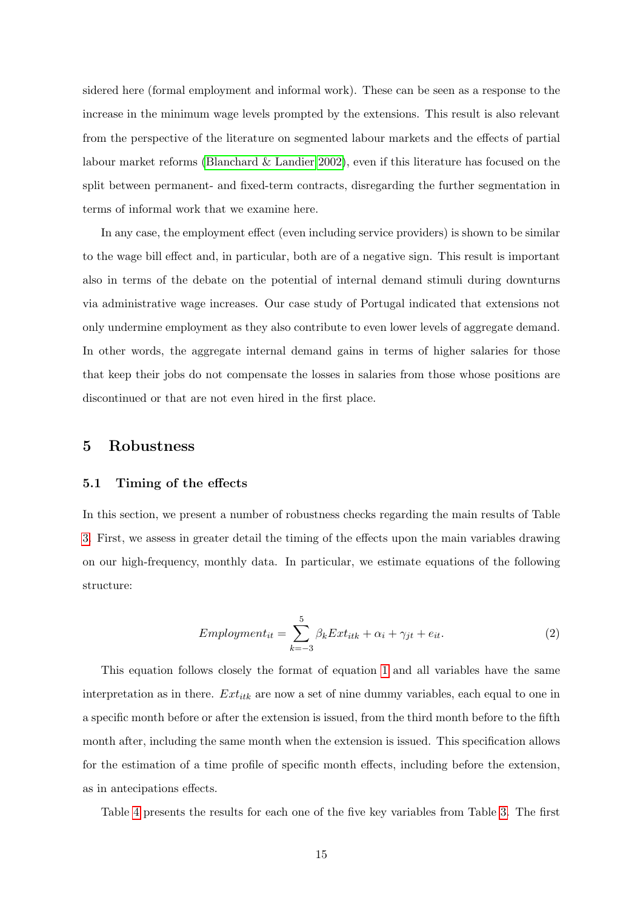sidered here (formal employment and informal work). These can be seen as a response to the increase in the minimum wage levels prompted by the extensions. This result is also relevant from the perspective of the literature on segmented labour markets and the effects of partial labour market reforms (Blanchard & Landier 2002), even if this literature has focused on the split between permanent- and fixed-term contracts, disregarding the further segmentation in terms of informal work that we examine here.

In any case, the employment effect (even including service providers) is shown to be similar to the wage bill effect and, in particular, both are of a negative sign. This result is important also in terms of the debate on the potential of internal demand stimuli during downturns via administrative wage increases. Our case study of Portugal indicated that extensions not only undermine employment as they also contribute to even lower levels of aggregate demand. In other words, the aggregate internal demand gains in terms of higher salaries for those that keep their jobs do not compensate the losses in salaries from those whose positions are discontinued or that are not even hired in the first place.

## 5 Robustness

### 5.1 Timing of the effects

In this section, we present a number of robustness checks regarding the main results of Table 3. First, we assess in greater detail the timing of the effects upon the main variables drawing on our high-frequency, monthly data. In particular, we estimate equations of the following structure:

$$Employment_{it} = \sum_{k=-3}^{5} \beta_k Ext_{itk} + \alpha_i + \gamma_{jt} + e_{it}. \tag{2}$$

This equation follows closely the format of equation 1 and all variables have the same interpretation as in there. $Ext_{itk}$ are now a set of nine dummy variables, each equal to one in a specific month before or after the extension is issued, from the third month before to the fifth month after, including the same month when the extension is issued. This specification allows for the estimation of a time profile of specific month effects, including before the extension, as in antecipations effects.

Table 4 presents the results for each one of the five key variables from Table 3. The first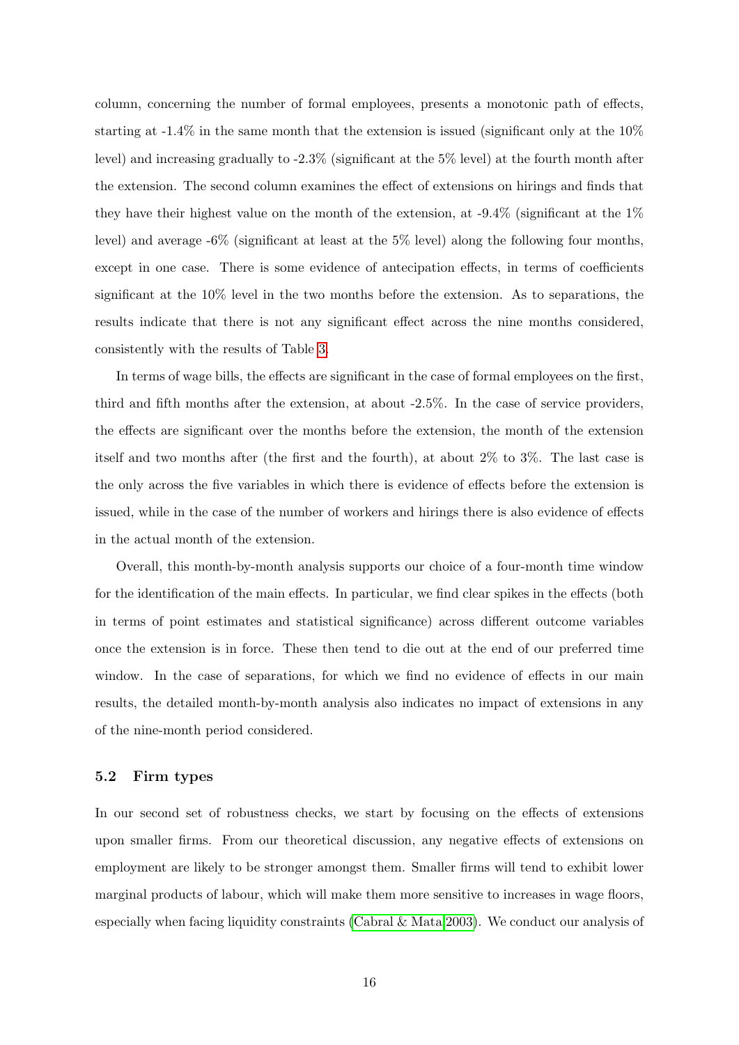column, concerning the number of formal employees, presents a monotonic path of effects, starting at -1.4% in the same month that the extension is issued (significant only at the 10% level) and increasing gradually to -2.3% (significant at the 5% level) at the fourth month after the extension. The second column examines the effect of extensions on hirings and finds that they have their highest value on the month of the extension, at -9.4% (significant at the 1% level) and average -6% (significant at least at the 5% level) along the following four months, except in one case. There is some evidence of antecipation effects, in terms of coefficients significant at the 10% level in the two months before the extension. As to separations, the results indicate that there is not any significant effect across the nine months considered, consistently with the results of Table 3.

In terms of wage bills, the effects are significant in the case of formal employees on the first, third and fifth months after the extension, at about -2.5%. In the case of service providers, the effects are significant over the months before the extension, the month of the extension itself and two months after (the first and the fourth), at about 2% to 3%. The last case is the only across the five variables in which there is evidence of effects before the extension is issued, while in the case of the number of workers and hirings there is also evidence of effects in the actual month of the extension.

Overall, this month-by-month analysis supports our choice of a four-month time window for the identification of the main effects. In particular, we find clear spikes in the effects (both in terms of point estimates and statistical significance) across different outcome variables once the extension is in force. These then tend to die out at the end of our preferred time window. In the case of separations, for which we find no evidence of effects in our main results, the detailed month-by-month analysis also indicates no impact of extensions in any of the nine-month period considered.

### 5.2 Firm types

In our second set of robustness checks, we start by focusing on the effects of extensions upon smaller firms. From our theoretical discussion, any negative effects of extensions on employment are likely to be stronger amongst them. Smaller firms will tend to exhibit lower marginal products of labour, which will make them more sensitive to increases in wage floors, especially when facing liquidity constraints (Cabral & Mata 2003). We conduct our analysis of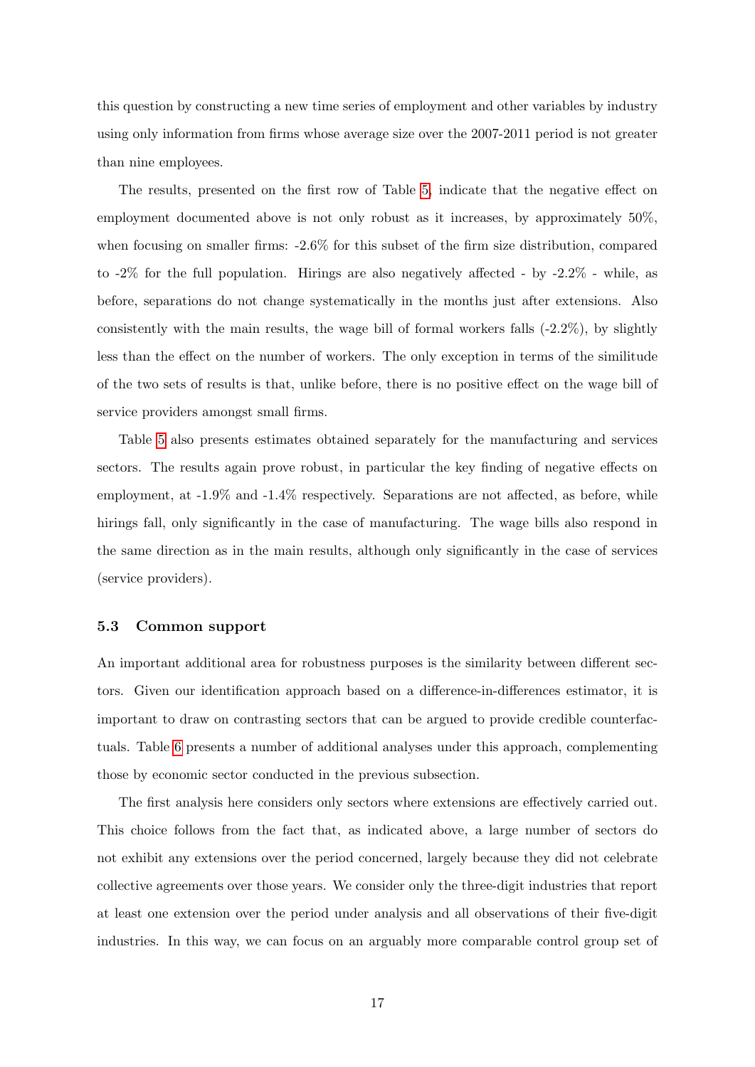this question by constructing a new time series of employment and other variables by industry using only information from firms whose average size over the 2007-2011 period is not greater than nine employees.

The results, presented on the first row of Table 5, indicate that the negative effect on employment documented above is not only robust as it increases, by approximately 50%, when focusing on smaller firms: -2.6% for this subset of the firm size distribution, compared to -2% for the full population. Hirings are also negatively affected - by -2.2% - while, as before, separations do not change systematically in the months just after extensions. Also consistently with the main results, the wage bill of formal workers falls (-2.2%), by slightly less than the effect on the number of workers. The only exception in terms of the similitude of the two sets of results is that, unlike before, there is no positive effect on the wage bill of service providers amongst small firms.

Table 5 also presents estimates obtained separately for the manufacturing and services sectors. The results again prove robust, in particular the key finding of negative effects on employment, at -1.9% and -1.4% respectively. Separations are not affected, as before, while hirings fall, only significantly in the case of manufacturing. The wage bills also respond in the same direction as in the main results, although only significantly in the case of services (service providers).

### 5.3 Common support

An important additional area for robustness purposes is the similarity between different sectors. Given our identification approach based on a difference-in-differences estimator, it is important to draw on contrasting sectors that can be argued to provide credible counterfactuals. Table 6 presents a number of additional analyses under this approach, complementing those by economic sector conducted in the previous subsection.

The first analysis here considers only sectors where extensions are effectively carried out. This choice follows from the fact that, as indicated above, a large number of sectors do not exhibit any extensions over the period concerned, largely because they did not celebrate collective agreements over those years. We consider only the three-digit industries that report at least one extension over the period under analysis and all observations of their five-digit industries. In this way, we can focus on an arguably more comparable control group set of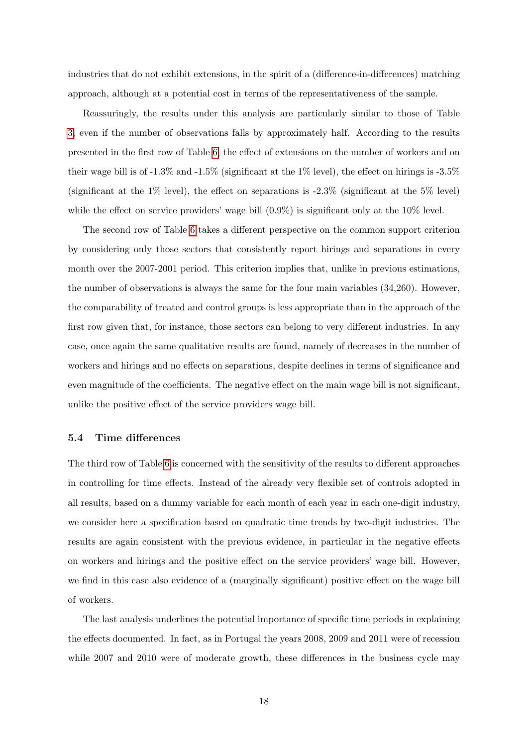industries that do not exhibit extensions, in the spirit of a (difference-in-differences) matching approach, although at a potential cost in terms of the representativeness of the sample.

Reassuringly, the results under this analysis are particularly similar to those of Table 3, even if the number of observations falls by approximately half. According to the results presented in the first row of Table 6, the effect of extensions on the number of workers and on their wage bill is of -1.3% and -1.5% (significant at the 1% level), the effect on hirings is -3.5% (significant at the 1% level), the effect on separations is -2.3% (significant at the 5% level) while the effect on service providers' wage bill (0.9%) is significant only at the 10% level.

The second row of Table 6 takes a different perspective on the common support criterion by considering only those sectors that consistently report hirings and separations in every month over the 2007-2001 period. This criterion implies that, unlike in previous estimations, the number of observations is always the same for the four main variables (34,260). However, the comparability of treated and control groups is less appropriate than in the approach of the first row given that, for instance, those sectors can belong to very different industries. In any case, once again the same qualitative results are found, namely of decreases in the number of workers and hirings and no effects on separations, despite declines in terms of significance and even magnitude of the coefficients. The negative effect on the main wage bill is not significant, unlike the positive effect of the service providers wage bill.

### 5.4 Time differences

The third row of Table 6 is concerned with the sensitivity of the results to different approaches in controlling for time effects. Instead of the already very flexible set of controls adopted in all results, based on a dummy variable for each month of each year in each one-digit industry, we consider here a specification based on quadratic time trends by two-digit industries. The results are again consistent with the previous evidence, in particular in the negative effects on workers and hirings and the positive effect on the service providers' wage bill. However, we find in this case also evidence of a (marginally significant) positive effect on the wage bill of workers.

The last analysis underlines the potential importance of specific time periods in explaining the effects documented. In fact, as in Portugal the years 2008, 2009 and 2011 were of recession while 2007 and 2010 were of moderate growth, these differences in the business cycle may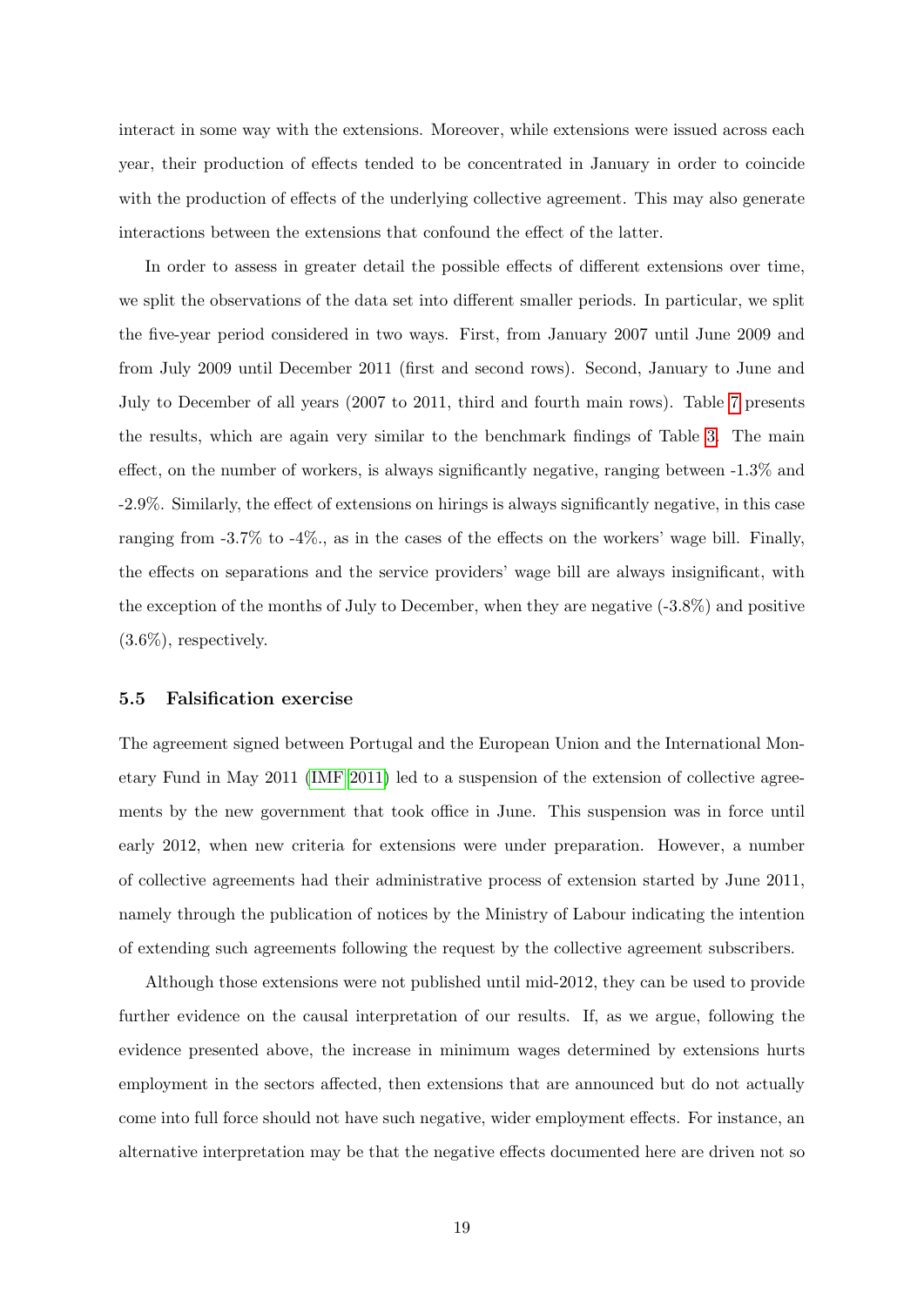interact in some way with the extensions. Moreover, while extensions were issued across each year, their production of effects tended to be concentrated in January in order to coincide with the production of effects of the underlying collective agreement. This may also generate interactions between the extensions that confound the effect of the latter.

In order to assess in greater detail the possible effects of different extensions over time, we split the observations of the data set into different smaller periods. In particular, we split the five-year period considered in two ways. First, from January 2007 until June 2009 and from July 2009 until December 2011 (first and second rows). Second, January to June and July to December of all years (2007 to 2011, third and fourth main rows). Table 7 presents the results, which are again very similar to the benchmark findings of Table 3. The main effect, on the number of workers, is always significantly negative, ranging between -1.3% and -2.9%. Similarly, the effect of extensions on hirings is always significantly negative, in this case ranging from -3.7% to -4%., as in the cases of the effects on the workers' wage bill. Finally, the effects on separations and the service providers' wage bill are always insignificant, with the exception of the months of July to December, when they are negative (-3.8%) and positive (3.6%), respectively.

### 5.5 Falsification exercise

The agreement signed between Portugal and the European Union and the International Monetary Fund in May 2011 (IMF 2011) led to a suspension of the extension of collective agreements by the new government that took office in June. This suspension was in force until early 2012, when new criteria for extensions were under preparation. However, a number of collective agreements had their administrative process of extension started by June 2011, namely through the publication of notices by the Ministry of Labour indicating the intention of extending such agreements following the request by the collective agreement subscribers.

Although those extensions were not published until mid-2012, they can be used to provide further evidence on the causal interpretation of our results. If, as we argue, following the evidence presented above, the increase in minimum wages determined by extensions hurts employment in the sectors affected, then extensions that are announced but do not actually come into full force should not have such negative, wider employment effects. For instance, an alternative interpretation may be that the negative effects documented here are driven not so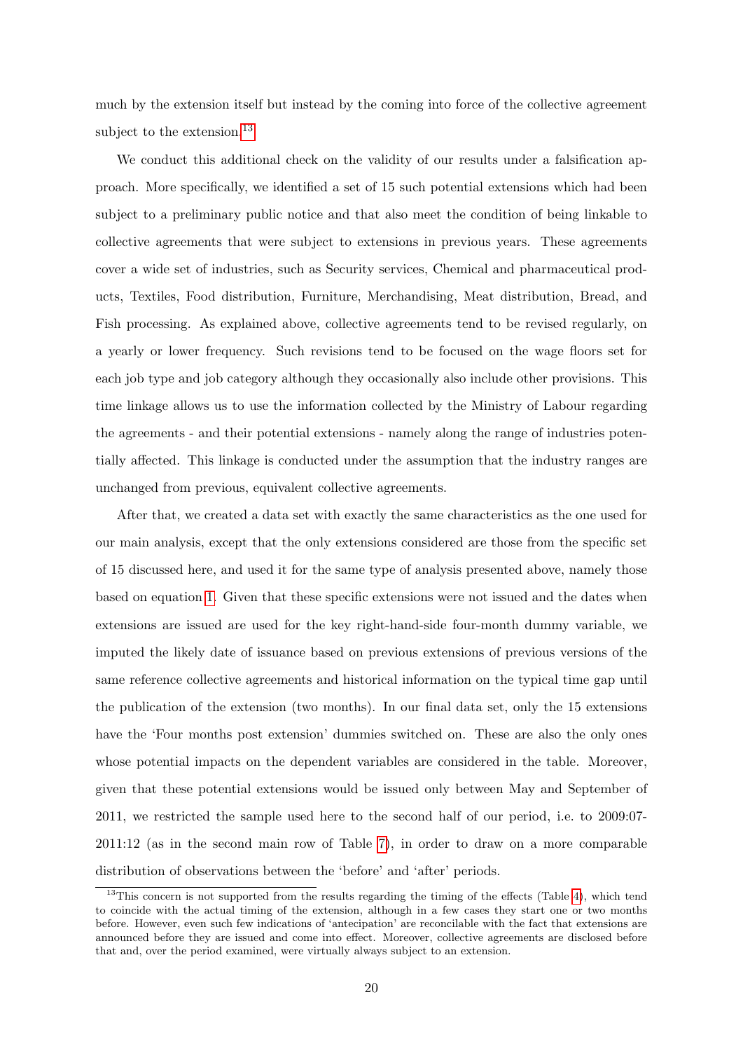much by the extension itself but instead by the coming into force of the collective agreement subject to the extension.[13]

We conduct this additional check on the validity of our results under a falsification approach. More specifically, we identified a set of 15 such potential extensions which had been subject to a preliminary public notice and that also meet the condition of being linkable to collective agreements that were subject to extensions in previous years. These agreements cover a wide set of industries, such as Security services, Chemical and pharmaceutical products, Textiles, Food distribution, Furniture, Merchandising, Meat distribution, Bread, and Fish processing. As explained above, collective agreements tend to be revised regularly, on a yearly or lower frequency. Such revisions tend to be focused on the wage floors set for each job type and job category although they occasionally also include other provisions. This time linkage allows us to use the information collected by the Ministry of Labour regarding the agreements - and their potential extensions - namely along the range of industries potentially affected. This linkage is conducted under the assumption that the industry ranges are unchanged from previous, equivalent collective agreements.

After that, we created a data set with exactly the same characteristics as the one used for our main analysis, except that the only extensions considered are those from the specific set of 15 discussed here, and used it for the same type of analysis presented above, namely those based on equation 1. Given that these specific extensions were not issued and the dates when extensions are issued are used for the key right-hand-side four-month dummy variable, we imputed the likely date of issuance based on previous extensions of previous versions of the same reference collective agreements and historical information on the typical time gap until the publication of the extension (two months). In our final data set, only the 15 extensions have the 'Four months post extension' dummies switched on. These are also the only ones whose potential impacts on the dependent variables are considered in the table. Moreover, given that these potential extensions would be issued only between May and September of 2011, we restricted the sample used here to the second half of our period, i.e. to 2009:07-2011:12 (as in the second main row of Table 7), in order to draw on a more comparable distribution of observations between the 'before' and 'after' periods.

[13] This concern is not supported from the results regarding the timing of the effects (Table 4), which tend to coincide with the actual timing of the extension, although in a few cases they start one or two months before. However, even such few indications of 'antecipation' are reconcilable with the fact that extensions are announced before they are issued and come into effect. Moreover, collective agreements are disclosed before that and, over the period examined, were virtually always subject to an extension.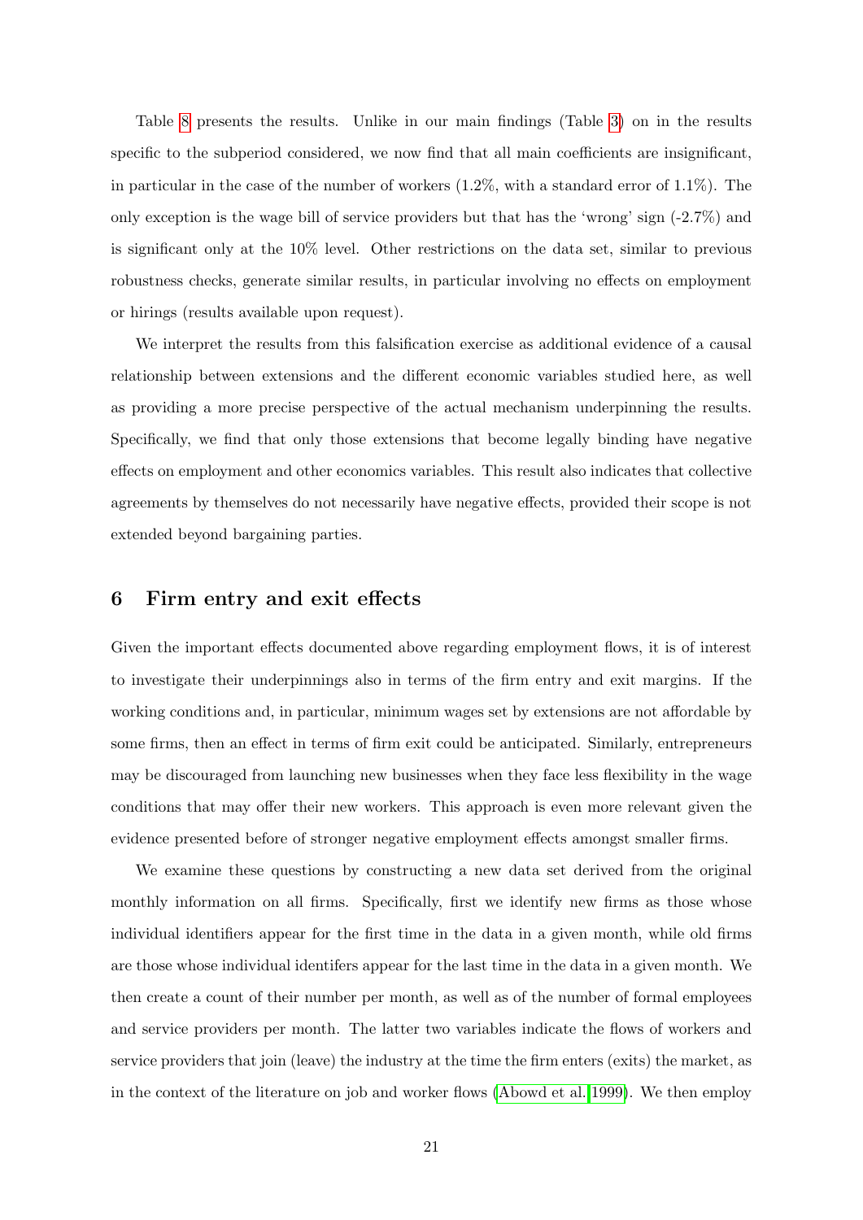Table 8 presents the results. Unlike in our main findings (Table 3) on in the results specific to the subperiod considered, we now find that all main coefficients are insignificant, in particular in the case of the number of workers (1.2%, with a standard error of 1.1%). The only exception is the wage bill of service providers but that has the 'wrong' sign (-2.7%) and is significant only at the 10% level. Other restrictions on the data set, similar to previous robustness checks, generate similar results, in particular involving no effects on employment or hirings (results available upon request).

We interpret the results from this falsification exercise as additional evidence of a causal relationship between extensions and the different economic variables studied here, as well as providing a more precise perspective of the actual mechanism underpinning the results. Specifically, we find that only those extensions that become legally binding have negative effects on employment and other economics variables. This result also indicates that collective agreements by themselves do not necessarily have negative effects, provided their scope is not extended beyond bargaining parties.

## 6 Firm entry and exit effects

Given the important effects documented above regarding employment flows, it is of interest to investigate their underpinnings also in terms of the firm entry and exit margins. If the working conditions and, in particular, minimum wages set by extensions are not affordable by some firms, then an effect in terms of firm exit could be anticipated. Similarly, entrepreneurs may be discouraged from launching new businesses when they face less flexibility in the wage conditions that may offer their new workers. This approach is even more relevant given the evidence presented before of stronger negative employment effects amongst smaller firms.

We examine these questions by constructing a new data set derived from the original monthly information on all firms. Specifically, first we identify new firms as those whose individual identifiers appear for the first time in the data in a given month, while old firms are those whose individual identifers appear for the last time in the data in a given month. We then create a count of their number per month, as well as of the number of formal employees and service providers per month. The latter two variables indicate the flows of workers and service providers that join (leave) the industry at the time the firm enters (exits) the market, as in the context of the literature on job and worker flows (Abowd et al. 1999). We then employ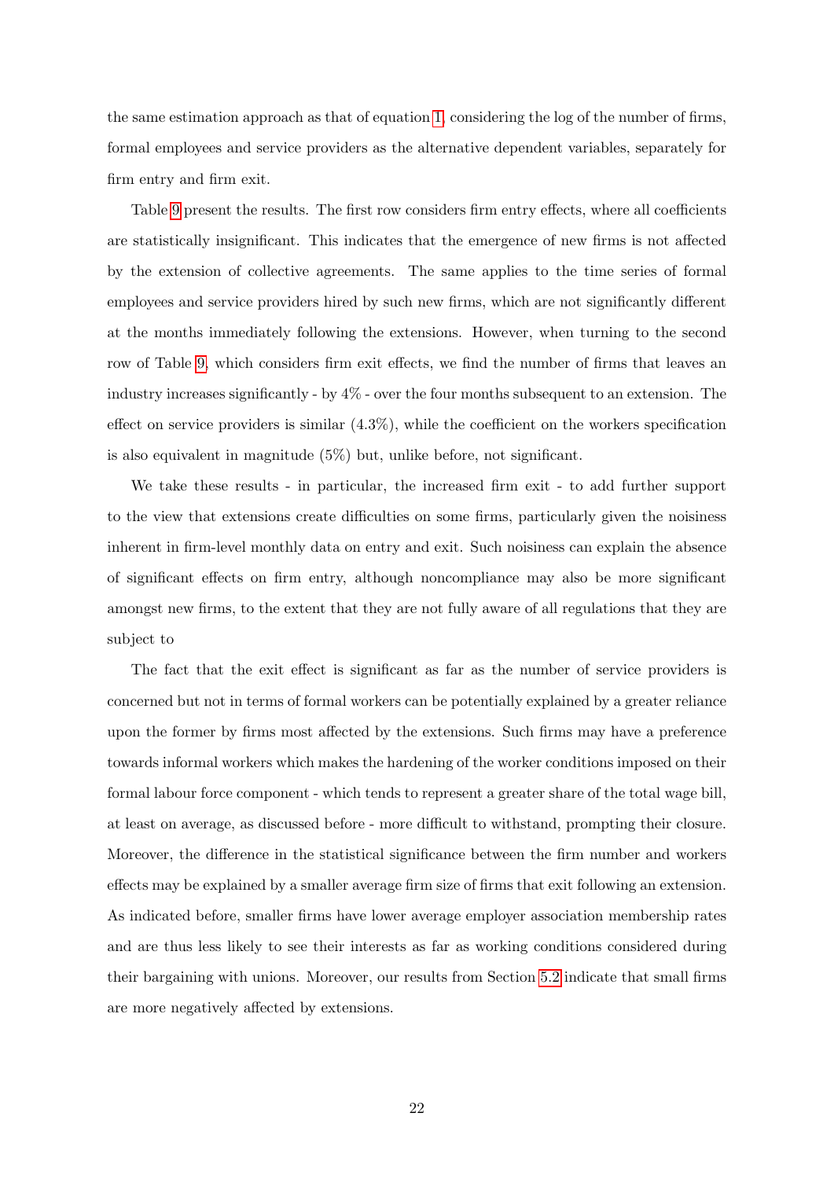the same estimation approach as that of equation 1, considering the log of the number of firms, formal employees and service providers as the alternative dependent variables, separately for firm entry and firm exit.

Table 9 present the results. The first row considers firm entry effects, where all coefficients are statistically insignificant. This indicates that the emergence of new firms is not affected by the extension of collective agreements. The same applies to the time series of formal employees and service providers hired by such new firms, which are not significantly different at the months immediately following the extensions. However, when turning to the second row of Table 9, which considers firm exit effects, we find the number of firms that leaves an industry increases significantly - by 4% - over the four months subsequent to an extension. The effect on service providers is similar (4.3%), while the coefficient on the workers specification is also equivalent in magnitude (5%) but, unlike before, not significant.

We take these results - in particular, the increased firm exit - to add further support to the view that extensions create difficulties on some firms, particularly given the noisiness inherent in firm-level monthly data on entry and exit. Such noisiness can explain the absence of significant effects on firm entry, although noncompliance may also be more significant amongst new firms, to the extent that they are not fully aware of all regulations that they are subject to

The fact that the exit effect is significant as far as the number of service providers is concerned but not in terms of formal workers can be potentially explained by a greater reliance upon the former by firms most affected by the extensions. Such firms may have a preference towards informal workers which makes the hardening of the worker conditions imposed on their formal labour force component - which tends to represent a greater share of the total wage bill, at least on average, as discussed before - more difficult to withstand, prompting their closure. Moreover, the difference in the statistical significance between the firm number and workers effects may be explained by a smaller average firm size of firms that exit following an extension. As indicated before, smaller firms have lower average employer association membership rates and are thus less likely to see their interests as far as working conditions considered during their bargaining with unions. Moreover, our results from Section 5.2 indicate that small firms are more negatively affected by extensions.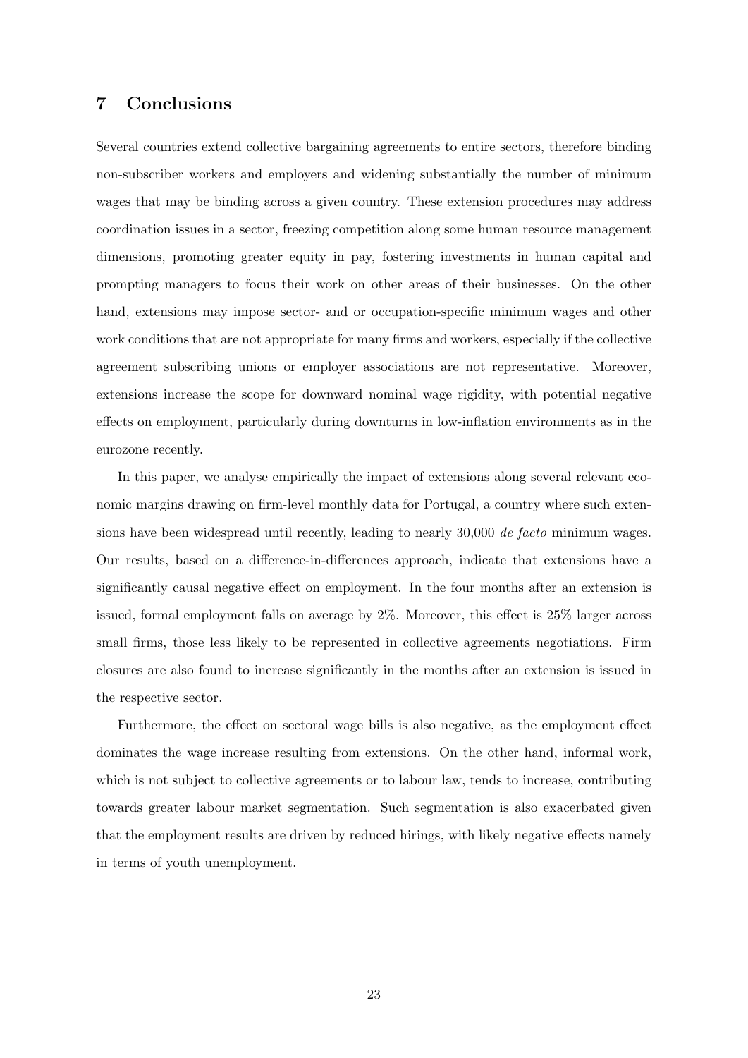## 7 Conclusions

Several countries extend collective bargaining agreements to entire sectors, therefore binding non-subscriber workers and employers and widening substantially the number of minimum wages that may be binding across a given country. These extension procedures may address coordination issues in a sector, freezing competition along some human resource management dimensions, promoting greater equity in pay, fostering investments in human capital and prompting managers to focus their work on other areas of their businesses. On the other hand, extensions may impose sector- and or occupation-specific minimum wages and other work conditions that are not appropriate for many firms and workers, especially if the collective agreement subscribing unions or employer associations are not representative. Moreover, extensions increase the scope for downward nominal wage rigidity, with potential negative effects on employment, particularly during downturns in low-inflation environments as in the eurozone recently.

In this paper, we analyse empirically the impact of extensions along several relevant economic margins drawing on firm-level monthly data for Portugal, a country where such extensions have been widespread until recently, leading to nearly 30,000 *de facto* minimum wages. Our results, based on a difference-in-differences approach, indicate that extensions have a significantly causal negative effect on employment. In the four months after an extension is issued, formal employment falls on average by 2%. Moreover, this effect is 25% larger across small firms, those less likely to be represented in collective agreements negotiations. Firm closures are also found to increase significantly in the months after an extension is issued in the respective sector.

Furthermore, the effect on sectoral wage bills is also negative, as the employment effect dominates the wage increase resulting from extensions. On the other hand, informal work, which is not subject to collective agreements or to labour law, tends to increase, contributing towards greater labour market segmentation. Such segmentation is also exacerbated given that the employment results are driven by reduced hirings, with likely negative effects namely in terms of youth unemployment.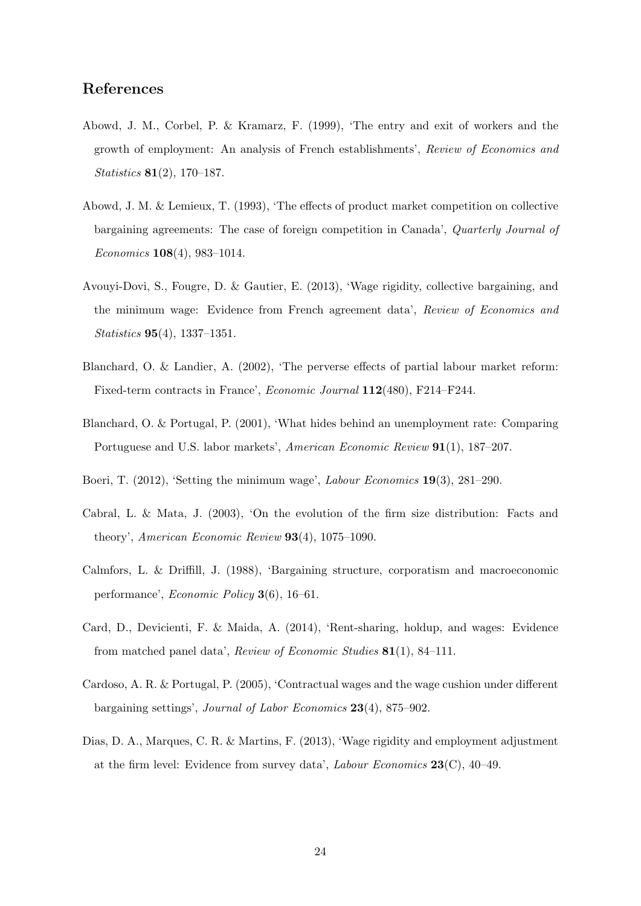# References

Abowd, J. M., Corbel, P. & Kramarz, F. (1999), 'The entry and exit of workers and the growth of employment: An analysis of French establishments', *Review of Economics and Statistics* **81**(2), 170–187.

Abowd, J. M. & Lemieux, T. (1993), 'The effects of product market competition on collective bargaining agreements: The case of foreign competition in Canada', *Quarterly Journal of Economics* **108**(4), 983–1014.

Avouyi-Dovi, S., Fougre, D. & Gautier, E. (2013), 'Wage rigidity, collective bargaining, and the minimum wage: Evidence from French agreement data', *Review of Economics and Statistics* **95**(4), 1337–1351.

Blanchard, O. & Landier, A. (2002), 'The perverse effects of partial labour market reform: Fixed-term contracts in France', *Economic Journal* **112**(480), F214–F244.

Blanchard, O. & Portugal, P. (2001), 'What hides behind an unemployment rate: Comparing Portuguese and U.S. labor markets', *American Economic Review* **91**(1), 187–207.

Boeri, T. (2012), 'Setting the minimum wage', *Labour Economics* **19**(3), 281–290.

Cabral, L. & Mata, J. (2003), 'On the evolution of the firm size distribution: Facts and theory', *American Economic Review* **93**(4), 1075–1090.

Calmfors, L. & Driffill, J. (1988), 'Bargaining structure, corporatism and macroeconomic performance', *Economic Policy* **3**(6), 16–61.

Card, D., Devicienti, F. & Maida, A. (2014), 'Rent-sharing, holdup, and wages: Evidence from matched panel data', *Review of Economic Studies* **81**(1), 84–111.

Cardoso, A. R. & Portugal, P. (2005), 'Contractual wages and the wage cushion under different bargaining settings', *Journal of Labor Economics* **23**(4), 875–902.

Dias, D. A., Marques, C. R. & Martins, F. (2013), 'Wage rigidity and employment adjustment at the firm level: Evidence from survey data', *Labour Economics* **23**(C), 40–49.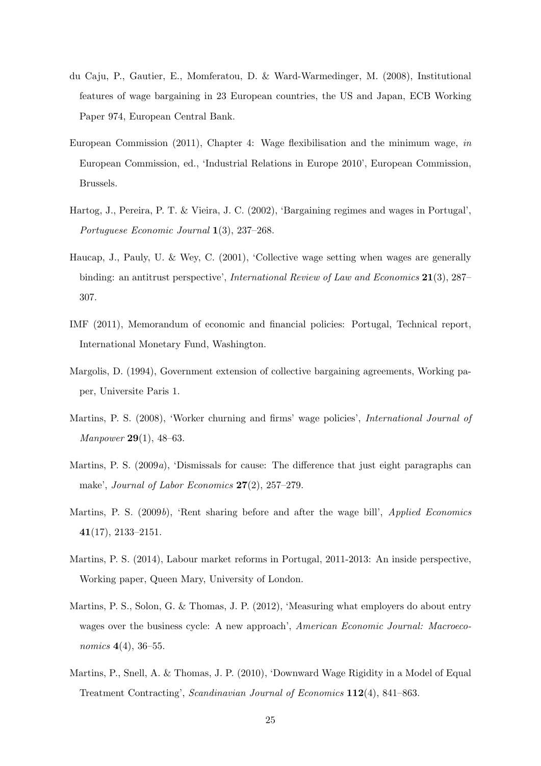du Caju, P., Gautier, E., Momferatou, D. & Ward-Warmedinger, M. (2008), Institutional features of wage bargaining in 23 European countries, the US and Japan, ECB Working Paper 974, European Central Bank.

European Commission (2011), Chapter 4: Wage flexibilisation and the minimum wage, *in* European Commission, ed., 'Industrial Relations in Europe 2010', European Commission, Brussels.

Hartog, J., Pereira, P. T. & Vieira, J. C. (2002), 'Bargaining regimes and wages in Portugal', *Portuguese Economic Journal* **1**(3), 237–268.

Haucap, J., Pauly, U. & Wey, C. (2001), 'Collective wage setting when wages are generally binding: an antitrust perspective', *International Review of Law and Economics* **21**(3), 287–307.

IMF (2011), Memorandum of economic and financial policies: Portugal, Technical report, International Monetary Fund, Washington.

Margolis, D. (1994), Government extension of collective bargaining agreements, Working paper, Universite Paris 1.

Martins, P. S. (2008), 'Worker churning and firms' wage policies', *International Journal of Manpower* **29**(1), 48–63.

Martins, P. S. (2009*a*), 'Dismissals for cause: The difference that just eight paragraphs can make', *Journal of Labor Economics* **27**(2), 257–279.

Martins, P. S. (2009*b*), 'Rent sharing before and after the wage bill', *Applied Economics* **41**(17), 2133–2151.

Martins, P. S. (2014), Labour market reforms in Portugal, 2011-2013: An inside perspective, Working paper, Queen Mary, University of London.

Martins, P. S., Solon, G. & Thomas, J. P. (2012), 'Measuring what employers do about entry wages over the business cycle: A new approach', *American Economic Journal: Macroeconomics* **4**(4), 36–55.

Martins, P., Snell, A. & Thomas, J. P. (2010), 'Downward Wage Rigidity in a Model of Equal Treatment Contracting', *Scandinavian Journal of Economics* **112**(4), 841–863.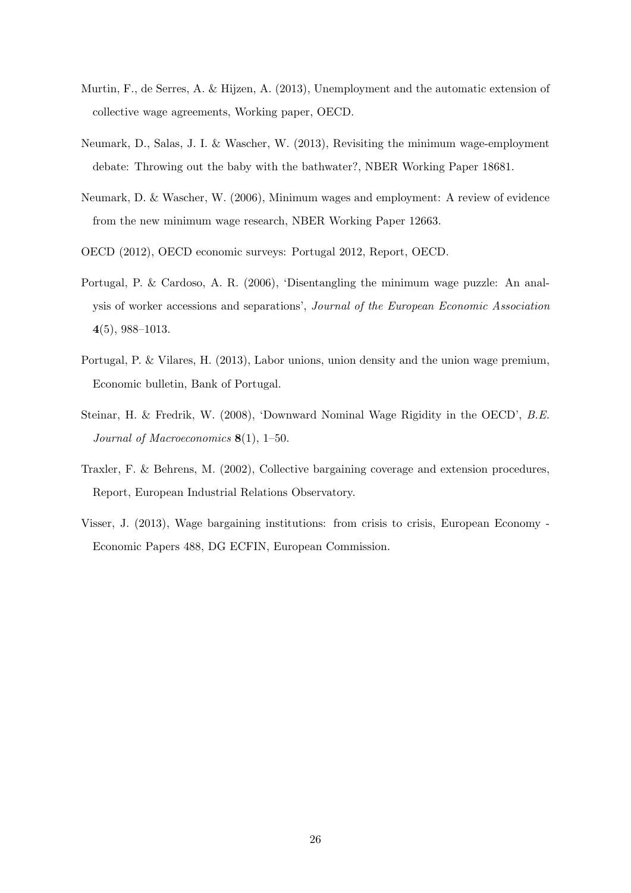Murtin, F., de Serres, A. & Hijzen, A. (2013), Unemployment and the automatic extension of collective wage agreements, Working paper, OECD.

Neumark, D., Salas, J. I. & Wascher, W. (2013), Revisiting the minimum wage-employment debate: Throwing out the baby with the bathwater?, NBER Working Paper 18681.

Neumark, D. & Wascher, W. (2006), Minimum wages and employment: A review of evidence from the new minimum wage research, NBER Working Paper 12663.

OECD (2012), OECD economic surveys: Portugal 2012, Report, OECD.

Portugal, P. & Cardoso, A. R. (2006), 'Disentangling the minimum wage puzzle: An analysis of worker accessions and separations', *Journal of the European Economic Association* **4**(5), 988–1013.

Portugal, P. & Vilares, H. (2013), Labor unions, union density and the union wage premium, Economic bulletin, Bank of Portugal.

Steinar, H. & Fredrik, W. (2008), 'Downward Nominal Wage Rigidity in the OECD', *B.E. Journal of Macroeconomics* **8**(1), 1–50.

Traxler, F. & Behrens, M. (2002), Collective bargaining coverage and extension procedures, Report, European Industrial Relations Observatory.

Visser, J. (2013), Wage bargaining institutions: from crisis to crisis, European Economy - Economic Papers 488, DG ECFIN, European Commission.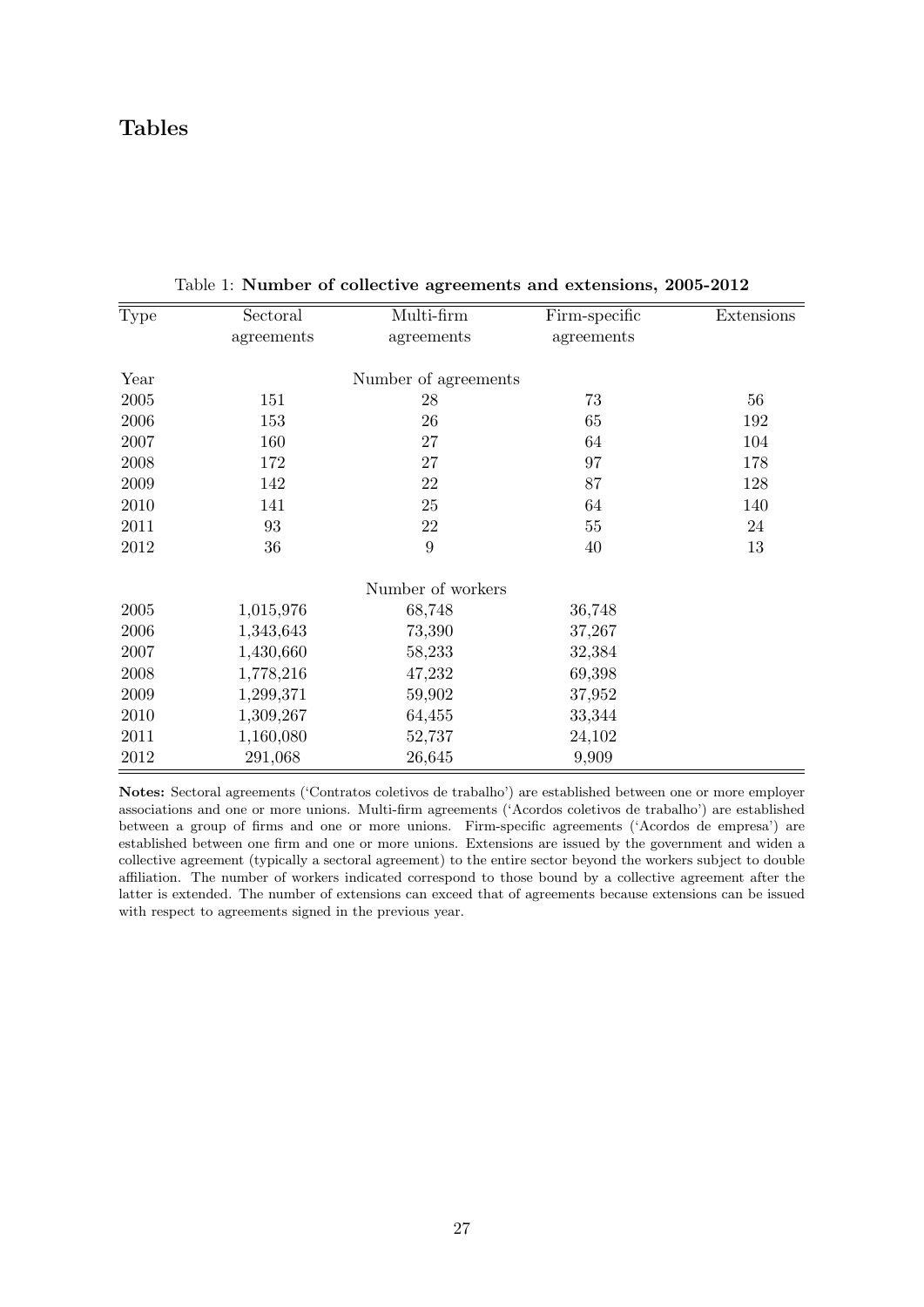# Tables

Table 1: **Number of collective agreements and extensions, 2005-2012**

| Type | Sectoral agreements | Multi-firm agreements | Firm-specific agreements | Extensions |
|---|---|---|---|---|
| Year | | Number of agreements | | |
| 2005 | 151 | 28 | 73 | 56 |
| 2006 | 153 | 26 | 65 | 192 |
| 2007 | 160 | 27 | 64 | 104 |
| 2008 | 172 | 27 | 97 | 178 |
| 2009 | 142 | 22 | 87 | 128 |
| 2010 | 141 | 25 | 64 | 140 |
| 2011 | 93 | 22 | 55 | 24 |
| 2012 | 36 | 9 | 40 | 13 |
| | | Number of workers | | |
| 2005 | 1,015,976 | 68,748 | 36,748 | |
| 2006 | 1,343,643 | 73,390 | 37,267 | |
| 2007 | 1,430,660 | 58,233 | 32,384 | |
| 2008 | 1,778,216 | 47,232 | 69,398 | |
| 2009 | 1,299,371 | 59,902 | 37,952 | |
| 2010 | 1,309,267 | 64,455 | 33,344 | |
| 2011 | 1,160,080 | 52,737 | 24,102 | |
| 2012 | 291,068 | 26,645 | 9,909 | |

**Notes:** Sectoral agreements ('Contratos coletivos de trabalho') are established between one or more employer associations and one or more unions. Multi-firm agreements ('Acordos coletivos de trabalho') are established between a group of firms and one or more unions. Firm-specific agreements ('Acordos de empresa') are established between one firm and one or more unions. Extensions are issued by the government and widen a collective agreement (typically a sectoral agreement) to the entire sector beyond the workers subject to double affiliation. The number of workers indicated correspond to those bound by a collective agreement after the latter is extended. The number of extensions can exceed that of agreements because extensions can be issued with respect to agreements signed in the previous year.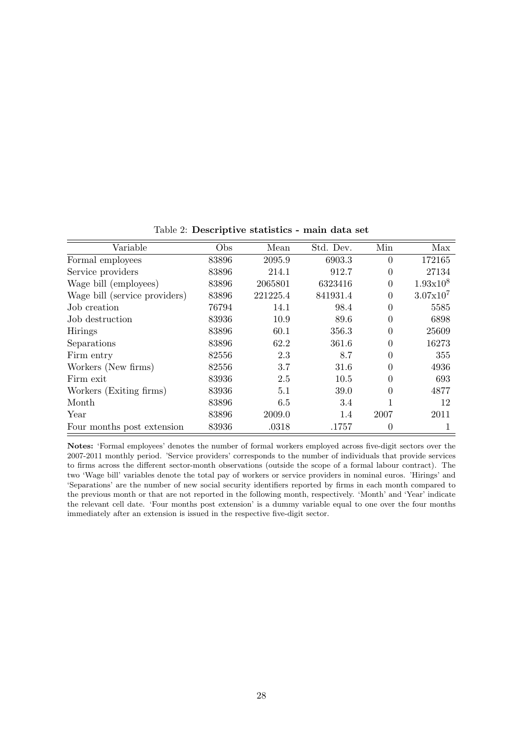Table 2: **Descriptive statistics - main data set**

| Variable | Obs | Mean | Std. Dev. | Min | Max |
|---|---|---|---|---|---|
| Formal employees | 83896 | 2095.9 | 6903.3 | 0 | 172165 |
| Service providers | 83896 | 214.1 | 912.7 | 0 | 27134 |
| Wage bill (employees) | 83896 | 2065801 | 6323416 | 0 | $1.93\text{x}10^8$ |
| Wage bill (service providers) | 83896 | 221225.4 | 841931.4 | 0 | $3.07\text{x}10^7$ |
| Job creation | 76794 | 14.1 | 98.4 | 0 | 5585 |
| Job destruction | 83936 | 10.9 | 89.6 | 0 | 6898 |
| Hirings | 83896 | 60.1 | 356.3 | 0 | 25609 |
| Separations | 83896 | 62.2 | 361.6 | 0 | 16273 |
| Firm entry | 82556 | 2.3 | 8.7 | 0 | 355 |
| Workers (New firms) | 82556 | 3.7 | 31.6 | 0 | 4936 |
| Firm exit | 83936 | 2.5 | 10.5 | 0 | 693 |
| Workers (Exiting firms) | 83936 | 5.1 | 39.0 | 0 | 4877 |
| Month | 83896 | 6.5 | 3.4 | 1 | 12 |
| Year | 83896 | 2009.0 | 1.4 | 2007 | 2011 |
| Four months post extension | 83936 | .0318 | .1757 | 0 | 1 |

**Notes:** 'Formal employees' denotes the number of formal workers employed across five-digit sectors over the 2007-2011 monthly period. 'Service providers' corresponds to the number of individuals that provide services to firms across the different sector-month observations (outside the scope of a formal labour contract). The two 'Wage bill' variables denote the total pay of workers or service providers in nominal euros. 'Hirings' and 'Separations' are the number of new social security identifiers reported by firms in each month compared to the previous month or that are not reported in the following month, respectively. 'Month' and 'Year' indicate the relevant cell date. 'Four months post extension' is a dummy variable equal to one over the four months immediately after an extension is issued in the respective five-digit sector.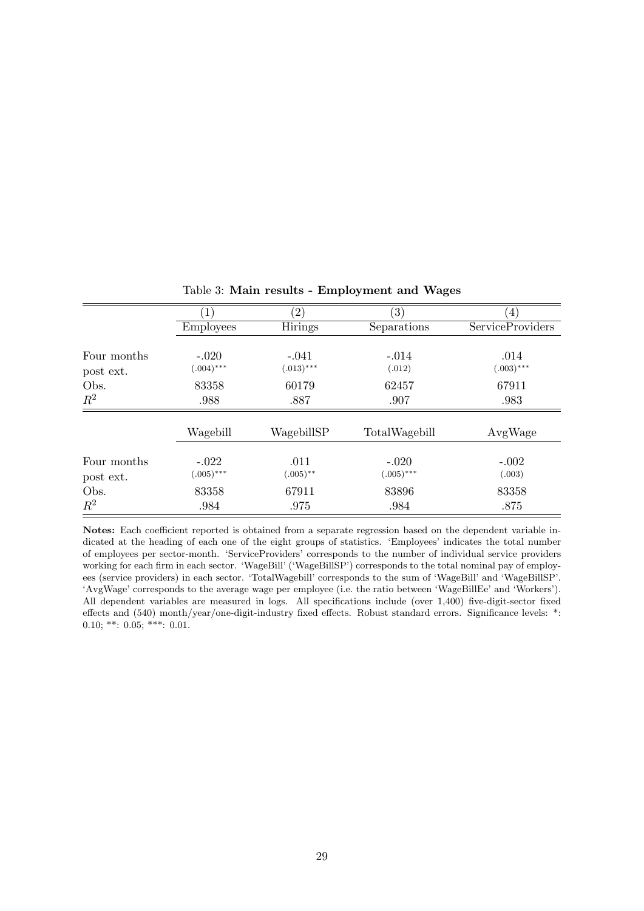Table 3: **Main results - Employment and Wages**

| | (1) | (2) | (3) | (4) |
|---|---|---|---|---|
| | Employees | Hirings | Separations | ServiceProviders |
| Four months post ext. | -.020 (.004)*** | -.041 (.013)*** | -.014 (.012) | .014 (.003)*** |
| Obs. | 83358 | 60179 | 62457 | 67911 |
| $R^2$ | .988 | .887 | .907 | .983 |
| | Wagebill | WagebillSP | TotalWagebill | AvgWage |
| Four months post ext. | -.022 (.005)*** | .011 (.005)** | -.020 (.005)*** | -.002 (.003) |
| Obs. | 83358 | 67911 | 83896 | 83358 |
| $R^2$ | .984 | .975 | .984 | .875 |

**Notes:** Each coefficient reported is obtained from a separate regression based on the dependent variable indicated at the heading of each one of the eight groups of statistics. 'Employees' indicates the total number of employees per sector-month. 'ServiceProviders' corresponds to the number of individual service providers working for each firm in each sector. 'WageBill' ('WageBillSP') corresponds to the total nominal pay of employees (service providers) in each sector. 'TotalWagebill' corresponds to the sum of 'WageBill' and 'WageBillSP'. 'AvgWage' corresponds to the average wage per employee (i.e. the ratio between 'WageBillEe' and 'Workers'). All dependent variables are measured in logs. All specifications include (over 1,400) five-digit-sector fixed effects and (540) month/year/one-digit-industry fixed effects. Robust standard errors. Significance levels: *: 0.10; **: 0.05; ***: 0.01.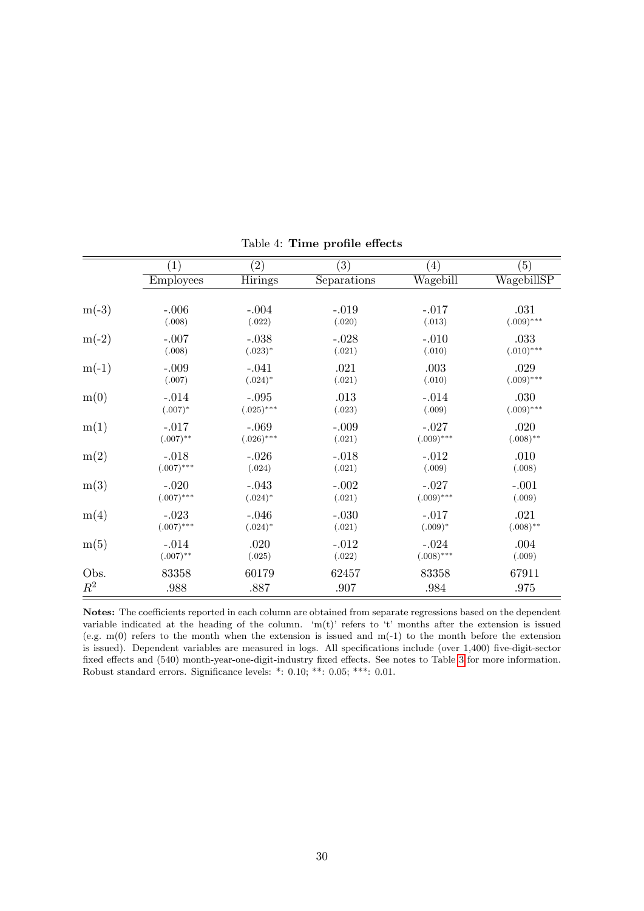Table 4: **Time profile effects**

| | (1) | (2) | (3) | (4) | (5) |
|---|---|---|---|---|---|
| | Employees | Hirings | Separations | Wagebill | WagebillSP |
| m(-3) | -.006 | -.004 | -.019 | -.017 | .031 |
| | (.008) | (.022) | (.020) | (.013) | (.009)*** |
| m(-2) | -.007 | -.038 | -.028 | -.010 | .033 |
| | (.008) | (.023)* | (.021) | (.010) | (.010)*** |
| m(-1) | -.009 | -.041 | .021 | .003 | .029 |
| | (.007) | (.024)* | (.021) | (.010) | (.009)*** |
| m(0) | -.014 | -.095 | .013 | -.014 | .030 |
| | (.007)* | (.025)*** | (.023) | (.009) | (.009)*** |
| m(1) | -.017 | -.069 | -.009 | -.027 | .020 |
| | (.007)** | (.026)*** | (.021) | (.009)*** | (.008)** |
| m(2) | -.018 | -.026 | -.018 | -.012 | .010 |
| | (.007)*** | (.024) | (.021) | (.009) | (.008) |
| m(3) | -.020 | -.043 | -.002 | -.027 | -.001 |
| | (.007)*** | (.024)* | (.021) | (.009)*** | (.009) |
| m(4) | -.023 | -.046 | -.030 | -.017 | .021 |
| | (.007)*** | (.024)* | (.021) | (.009)* | (.008)** |
| m(5) | -.014 | .020 | -.012 | -.024 | .004 |
| | (.007)** | (.025) | (.022) | (.008)*** | (.009) |
| Obs. | 83358 | 60179 | 62457 | 83358 | 67911 |
| $R^2$ | .988 | .887 | .907 | .984 | .975 |

**Notes:** The coefficients reported in each column are obtained from separate regressions based on the dependent variable indicated at the heading of the column. 'm(t)' refers to 't' months after the extension is issued (e.g. m(0) refers to the month when the extension is issued and m(-1) to the month before the extension is issued). Dependent variables are measured in logs. All specifications include (over 1,400) five-digit-sector fixed effects and (540) month-year-one-digit-industry fixed effects. See notes to Table 3 for more information. Robust standard errors. Significance levels: *: 0.10; **: 0.05; ***: 0.01.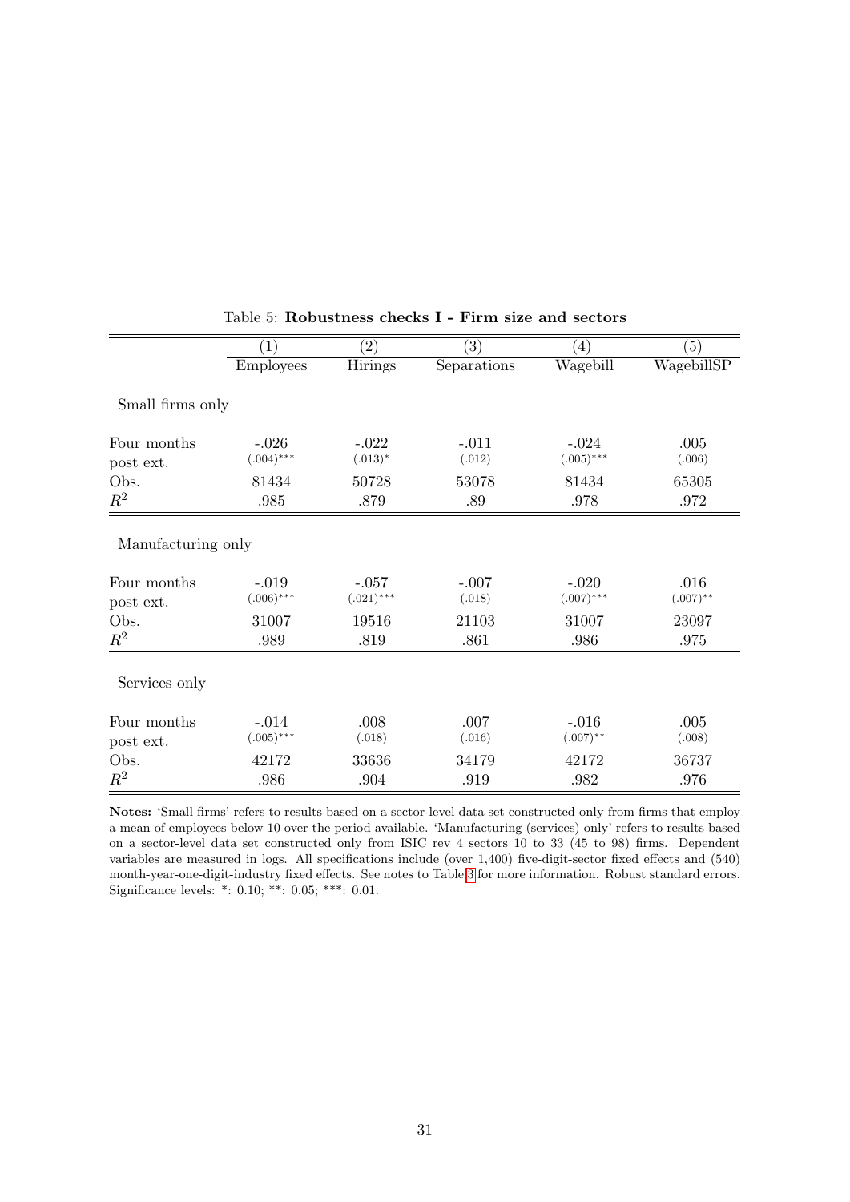Table 5: **Robustness checks I - Firm size and sectors**

| | (1) | (2) | (3) | (4) | (5) |
|---|---|---|---|---|---|
| | Employees | Hirings | Separations | Wagebill | WagebillSP |
| Small firms only | | | | | |
| Four months post ext. | -.026 (.004)*** | -.022 (.013)* | -.011 (.012) | -.024 (.005)*** | .005 (.006) |
| Obs. | 81434 | 50728 | 53078 | 81434 | 65305 |
| $R^2$ | .985 | .879 | .89 | .978 | .972 |
| Manufacturing only | | | | | |
| Four months post ext. | -.019 (.006)*** | -.057 (.021)*** | -.007 (.018) | -.020 (.007)*** | .016 (.007)** |
| Obs. | 31007 | 19516 | 21103 | 31007 | 23097 |
| $R^2$ | .989 | .819 | .861 | .986 | .975 |
| Services only | | | | | |
| Four months post ext. | -.014 (.005)*** | .008 (.018) | .007 (.016) | -.016 (.007)** | .005 (.008) |
| Obs. | 42172 | 33636 | 34179 | 42172 | 36737 |
| $R^2$ | .986 | .904 | .919 | .982 | .976 |

**Notes:** 'Small firms' refers to results based on a sector-level data set constructed only from firms that employ a mean of employees below 10 over the period available. 'Manufacturing (services) only' refers to results based on a sector-level data set constructed only from ISIC rev 4 sectors 10 to 33 (45 to 98) firms. Dependent variables are measured in logs. All specifications include (over 1,400) five-digit-sector fixed effects and (540) month-year-one-digit-industry fixed effects. See notes to Table 3 for more information. Robust standard errors. Significance levels: *: 0.10; **: 0.05; ***: 0.01.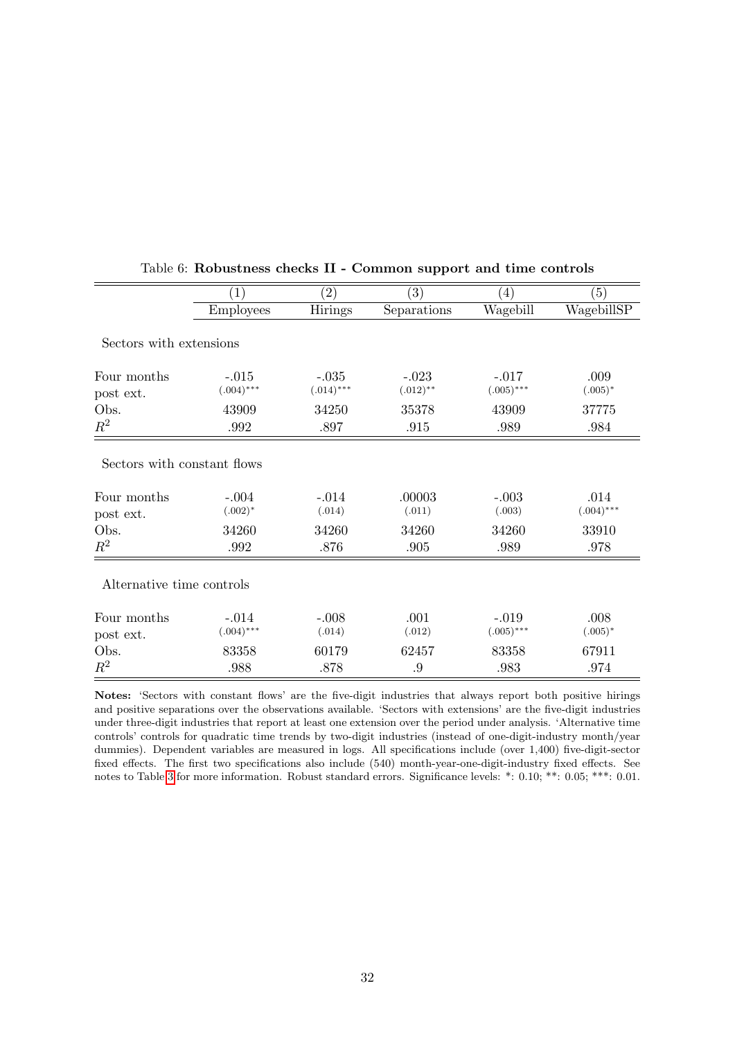Table 6: **Robustness checks II - Common support and time controls**

| | (1) | (2) | (3) | (4) | (5) |
|---|---|---|---|---|---|
| | Employees | Hirings | Separations | Wagebill | WagebillSP |
| Sectors with extensions | | | | | |
| Four months post ext. | -.015 (.004)*** | -.035 (.014)*** | -.023 (.012)** | -.017 (.005)*** | .009 (.005)* |
| Obs. | 43909 | 34250 | 35378 | 43909 | 37775 |
| $R^2$ | .992 | .897 | .915 | .989 | .984 |
| Sectors with constant flows | | | | | |
| Four months post ext. | -.004 (.002)* | -.014 (.014) | .00003 (.011) | -.003 (.003) | .014 (.004)*** |
| Obs. | 34260 | 34260 | 34260 | 34260 | 33910 |
| $R^2$ | .992 | .876 | .905 | .989 | .978 |
| Alternative time controls | | | | | |
| Four months post ext. | -.014 (.004)*** | -.008 (.014) | .001 (.012) | -.019 (.005)*** | .008 (.005)* |
| Obs. | 83358 | 60179 | 62457 | 83358 | 67911 |
| $R^2$ | .988 | .878 | .9 | .983 | .974 |

**Notes:** 'Sectors with constant flows' are the five-digit industries that always report both positive hirings and positive separations over the observations available. 'Sectors with extensions' are the five-digit industries under three-digit industries that report at least one extension over the period under analysis. 'Alternative time controls' controls for quadratic time trends by two-digit industries (instead of one-digit-industry month/year dummies). Dependent variables are measured in logs. All specifications include (over 1,400) five-digit-sector fixed effects. The first two specifications also include (540) month-year-one-digit-industry fixed effects. See notes to Table 3 for more information. Robust standard errors. Significance levels: *: 0.10; **: 0.05; ***: 0.01.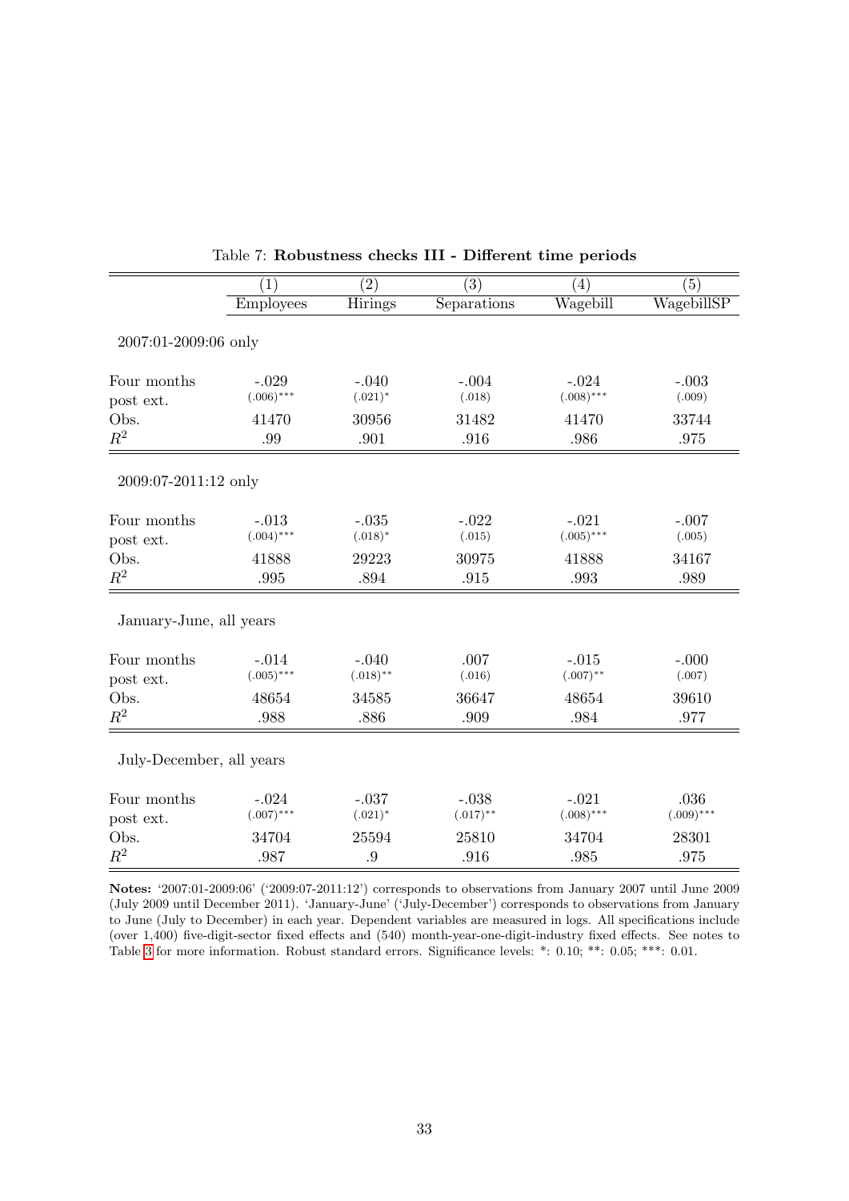Table 7: **Robustness checks III - Different time periods**

| | (1) | (2) | (3) | (4) | (5) |
|---|---|---|---|---|---|
| | Employees | Hirings | Separations | Wagebill | WagebillSP |
| *2007:01-2009:06 only* | | | | | |
| Four months post ext. | -.029 (.006)*** | -.040 (.021)* | -.004 (.018) | -.024 (.008)*** | -.003 (.009) |
| Obs. | 41470 | 30956 | 31482 | 41470 | 33744 |
| $R^2$ | .99 | .901 | .916 | .986 | .975 |
| *2009:07-2011:12 only* | | | | | |
| Four months post ext. | -.013 (.004)*** | -.035 (.018)* | -.022 (.015) | -.021 (.005)*** | -.007 (.005) |
| Obs. | 41888 | 29223 | 30975 | 41888 | 34167 |
| $R^2$ | .995 | .894 | .915 | .993 | .989 |
| *January-June, all years* | | | | | |
| Four months post ext. | -.014 (.005)*** | -.040 (.018)** | .007 (.016) | -.015 (.007)** | -.000 (.007) |
| Obs. | 48654 | 34585 | 36647 | 48654 | 39610 |
| $R^2$ | .988 | .886 | .909 | .984 | .977 |
| *July-December, all years* | | | | | |
| Four months post ext. | -.024 (.007)*** | -.037 (.021)* | -.038 (.017)** | -.021 (.008)*** | .036 (.009)*** |
| Obs. | 34704 | 25594 | 25810 | 34704 | 28301 |
| $R^2$ | .987 | .9 | .916 | .985 | .975 |

**Notes:** '2007:01-2009:06' ('2009:07-2011:12') corresponds to observations from January 2007 until June 2009 (July 2009 until December 2011). 'January-June' ('July-December') corresponds to observations from January to June (July to December) in each year. Dependent variables are measured in logs. All specifications include (over 1,400) five-digit-sector fixed effects and (540) month-year-one-digit-industry fixed effects. See notes to Table 3 for more information. Robust standard errors. Significance levels: *: 0.10; **: 0.05; ***: 0.01.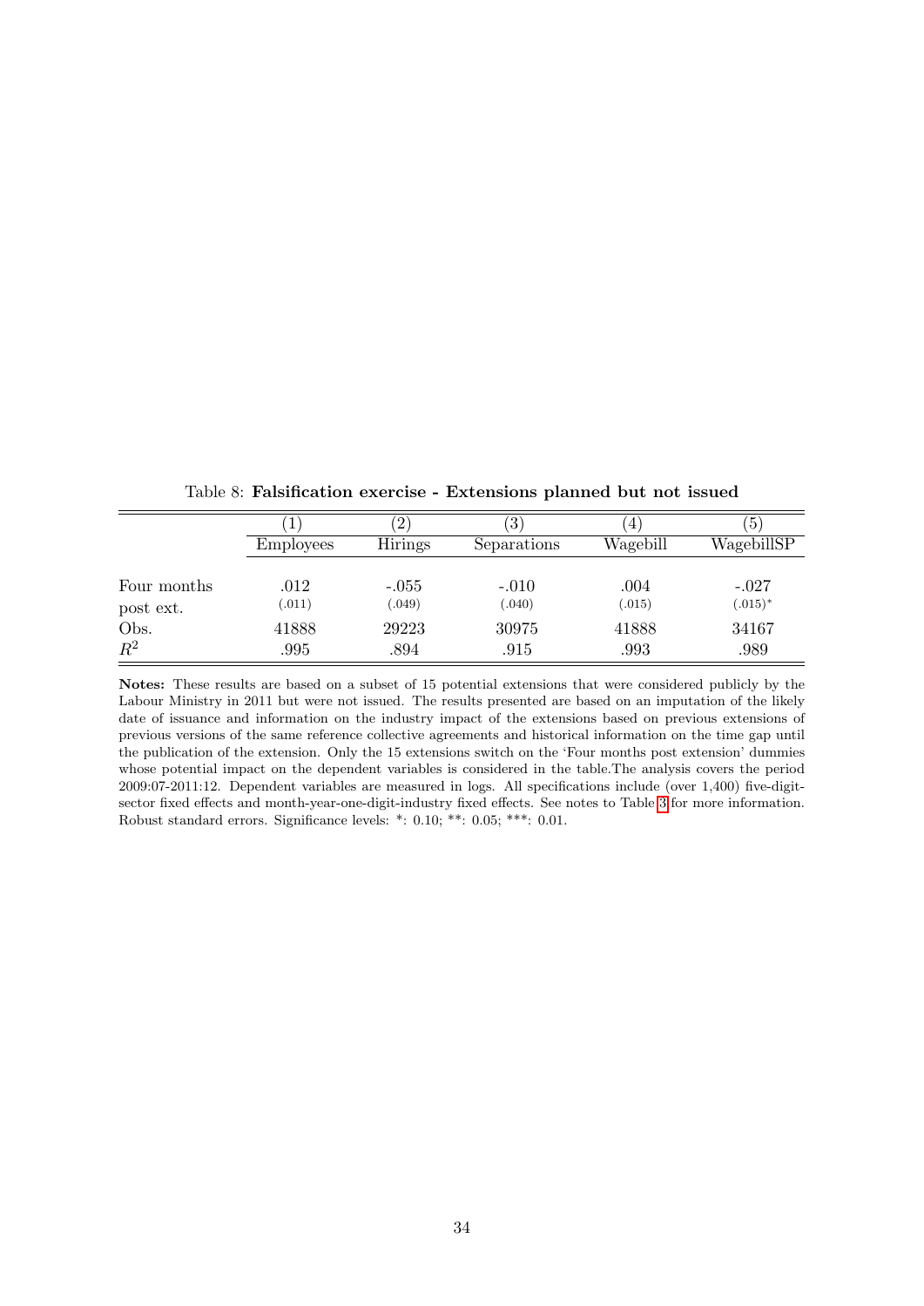Table 8: **Falsification exercise - Extensions planned but not issued**

| | (1) | (2) | (3) | (4) | (5) |
|---|---|---|---|---|---|
| | Employees | Hirings | Separations | Wagebill | WagebillSP |
| Four months post ext. | .012 (.011) | -.055 (.049) | -.010 (.040) | .004 (.015) | -.027 (.015)* |
| Obs. | 41888 | 29223 | 30975 | 41888 | 34167 |
| $R^2$ | .995 | .894 | .915 | .993 | .989 |

**Notes:** These results are based on a subset of 15 potential extensions that were considered publicly by the Labour Ministry in 2011 but were not issued. The results presented are based on an imputation of the likely date of issuance and information on the industry impact of the extensions based on previous extensions of previous versions of the same reference collective agreements and historical information on the time gap until the publication of the extension. Only the 15 extensions switch on the 'Four months post extension' dummies whose potential impact on the dependent variables is considered in the table.The analysis covers the period 2009:07-2011:12. Dependent variables are measured in logs. All specifications include (over 1,400) five-digit-sector fixed effects and month-year-one-digit-industry fixed effects. See notes to Table 3 for more information. Robust standard errors. Significance levels: *: 0.10; **: 0.05; ***: 0.01.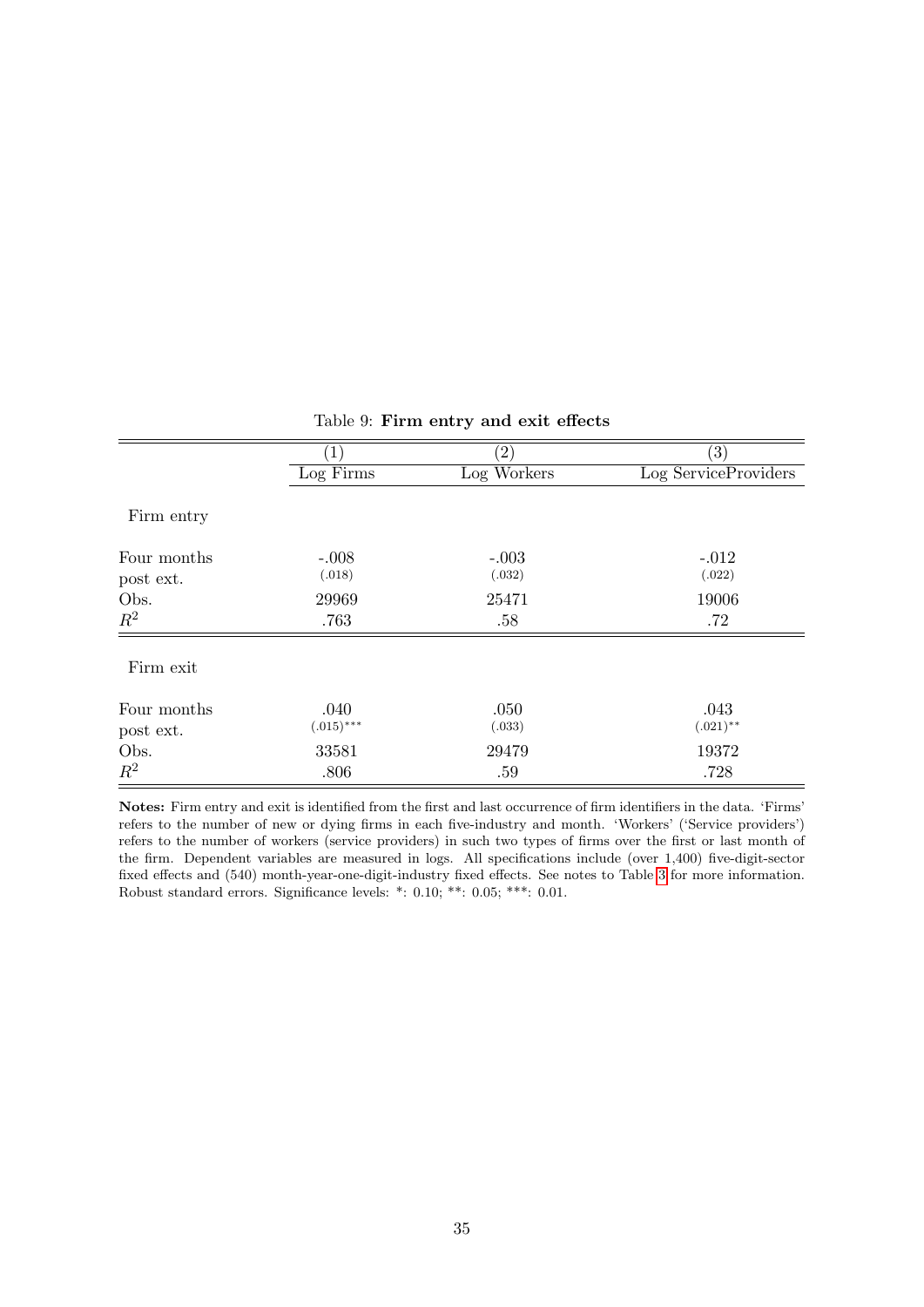Table 9: **Firm entry and exit effects**

| | (1) | (2) | (3) |
|---|---|---|---|
| | Log Firms | Log Workers | Log ServiceProviders |
| Firm entry | | | |
| Four months post ext. | -.008 | -.003 | -.012 |
| | (.018) | (.032) | (.022) |
| Obs. | 29969 | 25471 | 19006 |
| $R^2$ | .763 | .58 | .72 |
| Firm exit | | | |
| Four months post ext. | .040 | .050 | .043 |
| | (.015)*** | (.033) | (.021)** |
| Obs. | 33581 | 29479 | 19372 |
| $R^2$ | .806 | .59 | .728 |

**Notes:** Firm entry and exit is identified from the first and last occurrence of firm identifiers in the data. 'Firms' refers to the number of new or dying firms in each five-industry and month. 'Workers' ('Service providers') refers to the number of workers (service providers) in such two types of firms over the first or last month of the firm. Dependent variables are measured in logs. All specifications include (over 1,400) five-digit-sector fixed effects and (540) month-year-one-digit-industry fixed effects. See notes to Table 3 for more information. Robust standard errors. Significance levels: *: 0.10; **: 0.05; ***: 0.01.